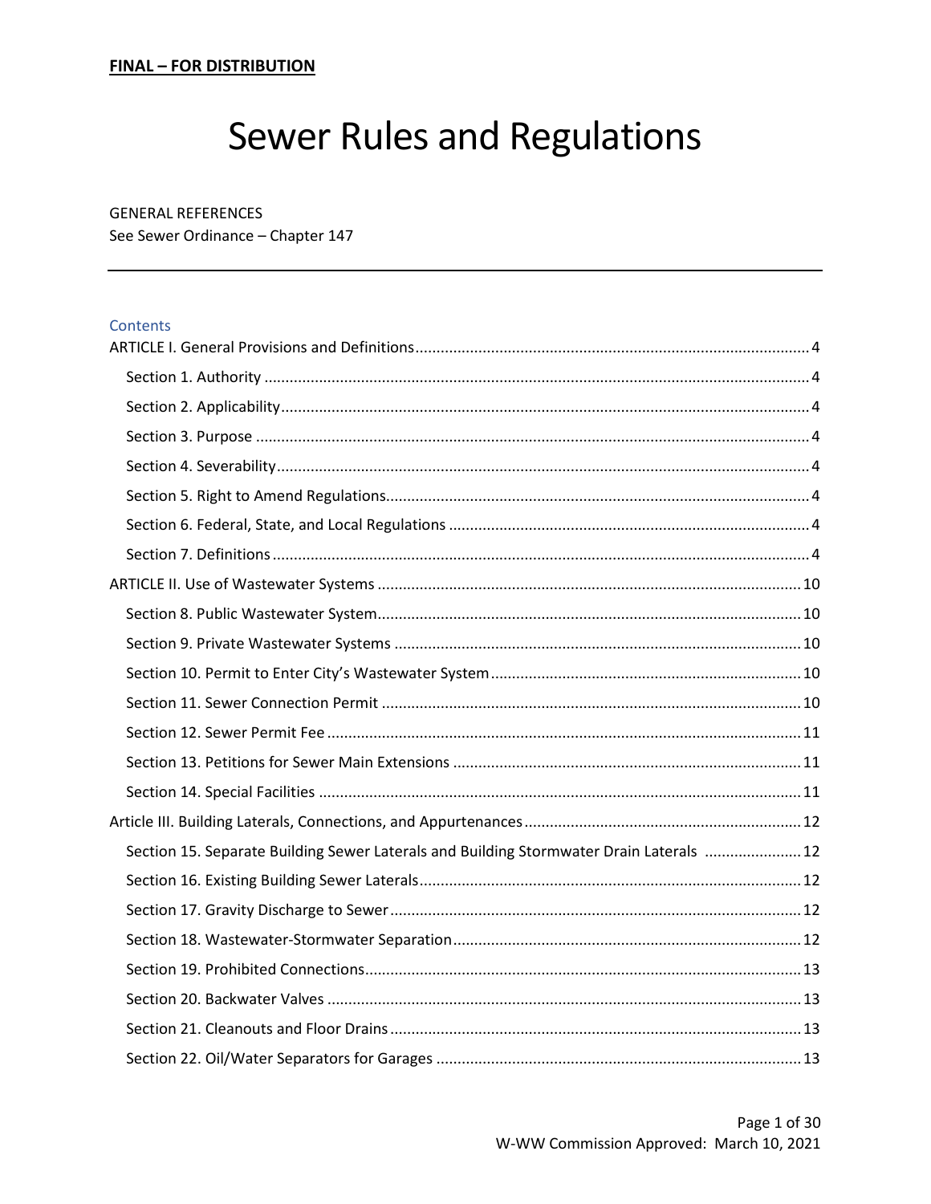**FINAL – FOR DISTRIBUTION**

# Sewer Rules and Regulations

GENERAL REFERENCES
See Sewer Ordinance – Chapter 147

---

Contents

ARTICLE I. General Provisions and Definitions ..... 4
- Section 1. Authority ..... 4
- Section 2. Applicability ..... 4
- Section 3. Purpose ..... 4
- Section 4. Severability ..... 4
- Section 5. Right to Amend Regulations ..... 4
- Section 6. Federal, State, and Local Regulations ..... 4
- Section 7. Definitions ..... 4

ARTICLE II. Use of Wastewater Systems ..... 10
- Section 8. Public Wastewater System ..... 10
- Section 9. Private Wastewater Systems ..... 10
- Section 10. Permit to Enter City's Wastewater System ..... 10
- Section 11. Sewer Connection Permit ..... 10
- Section 12. Sewer Permit Fee ..... 11
- Section 13. Petitions for Sewer Main Extensions ..... 11
- Section 14. Special Facilities ..... 11

Article III. Building Laterals, Connections, and Appurtenances ..... 12
- Section 15. Separate Building Sewer Laterals and Building Stormwater Drain Laterals ..... 12
- Section 16. Existing Building Sewer Laterals ..... 12
- Section 17. Gravity Discharge to Sewer ..... 12
- Section 18. Wastewater-Stormwater Separation ..... 12
- Section 19. Prohibited Connections ..... 13
- Section 20. Backwater Valves ..... 13
- Section 21. Cleanouts and Floor Drains ..... 13
- Section 22. Oil/Water Separators for Garages ..... 13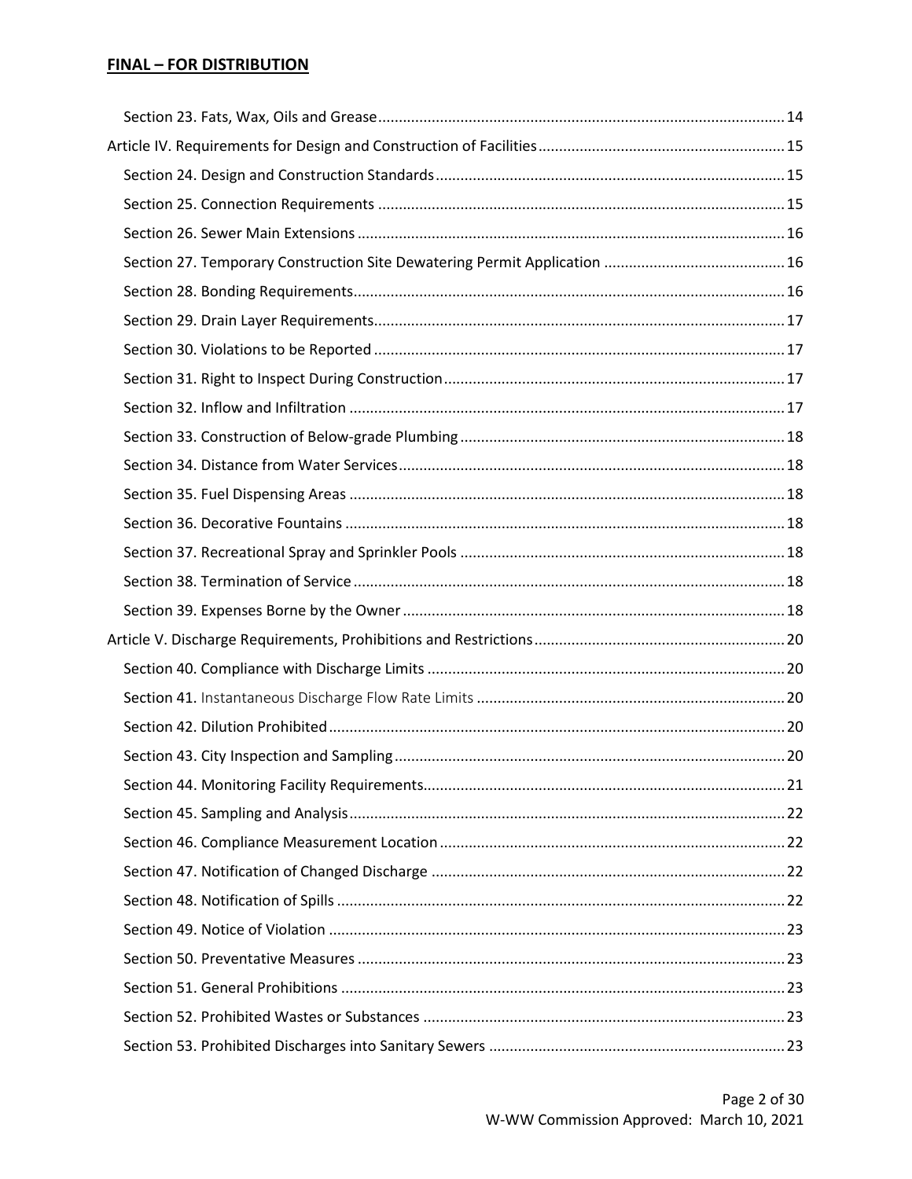**FINAL – FOR DISTRIBUTION**

Section 23. Fats, Wax, Oils and Grease ........ 14

Article IV. Requirements for Design and Construction of Facilities ........ 15

Section 24. Design and Construction Standards ........ 15

Section 25. Connection Requirements ........ 15

Section 26. Sewer Main Extensions ........ 16

Section 27. Temporary Construction Site Dewatering Permit Application ........ 16

Section 28. Bonding Requirements ........ 16

Section 29. Drain Layer Requirements ........ 17

Section 30. Violations to be Reported ........ 17

Section 31. Right to Inspect During Construction ........ 17

Section 32. Inflow and Infiltration ........ 17

Section 33. Construction of Below-grade Plumbing ........ 18

Section 34. Distance from Water Services ........ 18

Section 35. Fuel Dispensing Areas ........ 18

Section 36. Decorative Fountains ........ 18

Section 37. Recreational Spray and Sprinkler Pools ........ 18

Section 38. Termination of Service ........ 18

Section 39. Expenses Borne by the Owner ........ 18

Article V. Discharge Requirements, Prohibitions and Restrictions ........ 20

Section 40. Compliance with Discharge Limits ........ 20

Section 41. Instantaneous Discharge Flow Rate Limits ........ 20

Section 42. Dilution Prohibited ........ 20

Section 43. City Inspection and Sampling ........ 20

Section 44. Monitoring Facility Requirements ........ 21

Section 45. Sampling and Analysis ........ 22

Section 46. Compliance Measurement Location ........ 22

Section 47. Notification of Changed Discharge ........ 22

Section 48. Notification of Spills ........ 22

Section 49. Notice of Violation ........ 23

Section 50. Preventative Measures ........ 23

Section 51. General Prohibitions ........ 23

Section 52. Prohibited Wastes or Substances ........ 23

Section 53. Prohibited Discharges into Sanitary Sewers ........ 23

W-WW Commission Approved: March 10, 2021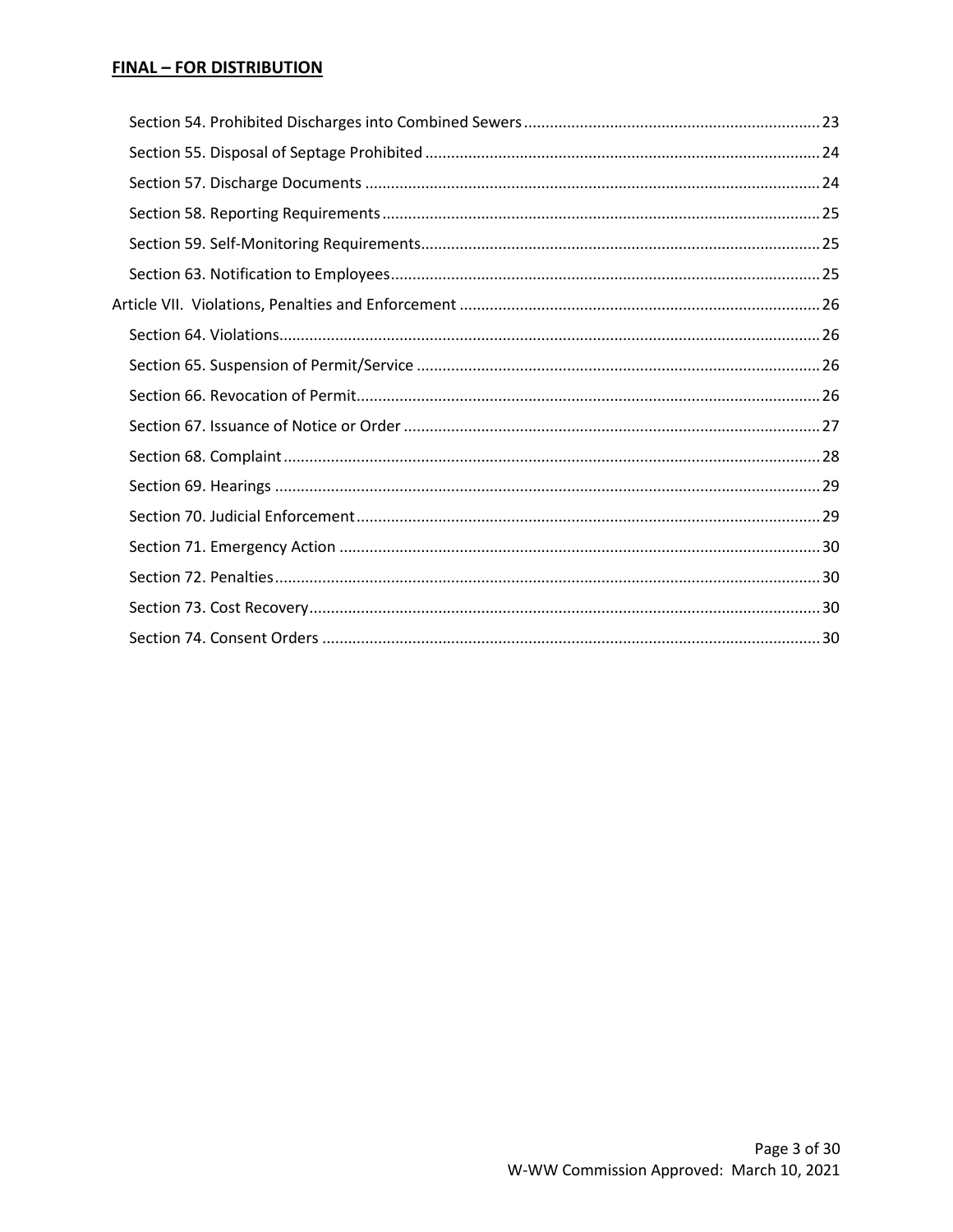**FINAL – FOR DISTRIBUTION**

- Section 54. Prohibited Discharges into Combined Sewers ... 23
- Section 55. Disposal of Septage Prohibited ... 24
- Section 57. Discharge Documents ... 24
- Section 58. Reporting Requirements ... 25
- Section 59. Self-Monitoring Requirements ... 25
- Section 63. Notification to Employees ... 25

Article VII. Violations, Penalties and Enforcement ... 26

- Section 64. Violations ... 26
- Section 65. Suspension of Permit/Service ... 26
- Section 66. Revocation of Permit ... 26
- Section 67. Issuance of Notice or Order ... 27
- Section 68. Complaint ... 28
- Section 69. Hearings ... 29
- Section 70. Judicial Enforcement ... 29
- Section 71. Emergency Action ... 30
- Section 72. Penalties ... 30
- Section 73. Cost Recovery ... 30
- Section 74. Consent Orders ... 30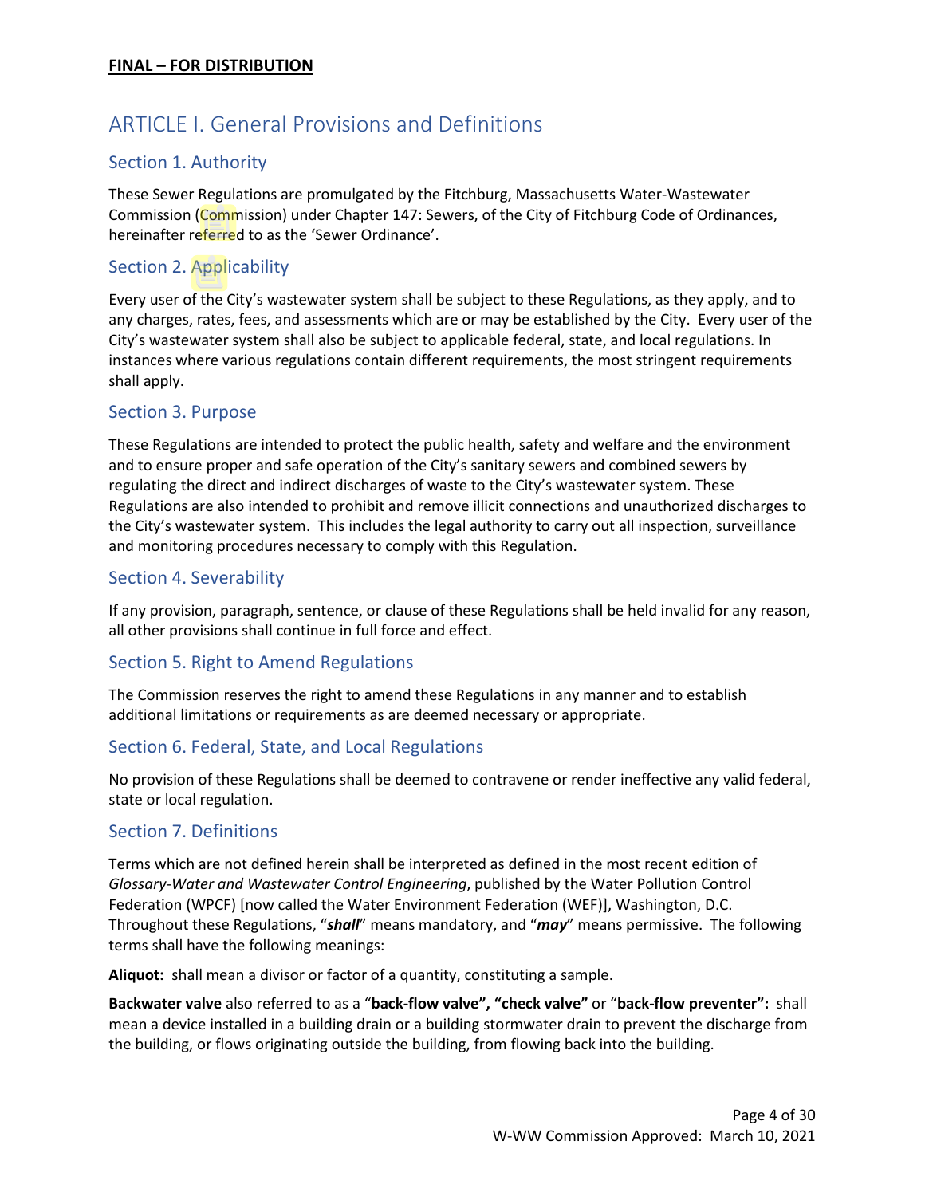**FINAL – FOR DISTRIBUTION**

# ARTICLE I. General Provisions and Definitions

## Section 1. Authority

These Sewer Regulations are promulgated by the Fitchburg, Massachusetts Water-Wastewater Commission (Commission) under Chapter 147: Sewers, of the City of Fitchburg Code of Ordinances, hereinafter referred to as the 'Sewer Ordinance'.

## Section 2. Applicability

Every user of the City's wastewater system shall be subject to these Regulations, as they apply, and to any charges, rates, fees, and assessments which are or may be established by the City. Every user of the City's wastewater system shall also be subject to applicable federal, state, and local regulations. In instances where various regulations contain different requirements, the most stringent requirements shall apply.

## Section 3. Purpose

These Regulations are intended to protect the public health, safety and welfare and the environment and to ensure proper and safe operation of the City's sanitary sewers and combined sewers by regulating the direct and indirect discharges of waste to the City's wastewater system. These Regulations are also intended to prohibit and remove illicit connections and unauthorized discharges to the City's wastewater system. This includes the legal authority to carry out all inspection, surveillance and monitoring procedures necessary to comply with this Regulation.

## Section 4. Severability

If any provision, paragraph, sentence, or clause of these Regulations shall be held invalid for any reason, all other provisions shall continue in full force and effect.

## Section 5. Right to Amend Regulations

The Commission reserves the right to amend these Regulations in any manner and to establish additional limitations or requirements as are deemed necessary or appropriate.

## Section 6. Federal, State, and Local Regulations

No provision of these Regulations shall be deemed to contravene or render ineffective any valid federal, state or local regulation.

## Section 7. Definitions

Terms which are not defined herein shall be interpreted as defined in the most recent edition of *Glossary-Water and Wastewater Control Engineering*, published by the Water Pollution Control Federation (WPCF) [now called the Water Environment Federation (WEF)], Washington, D.C. Throughout these Regulations, "***shall***" means mandatory, and "***may***" means permissive. The following terms shall have the following meanings:

**Aliquot:** shall mean a divisor or factor of a quantity, constituting a sample.

**Backwater valve** also referred to as a "**back-flow valve", "check valve"** or "**back-flow preventer":** shall mean a device installed in a building drain or a building stormwater drain to prevent the discharge from the building, or flows originating outside the building, from flowing back into the building.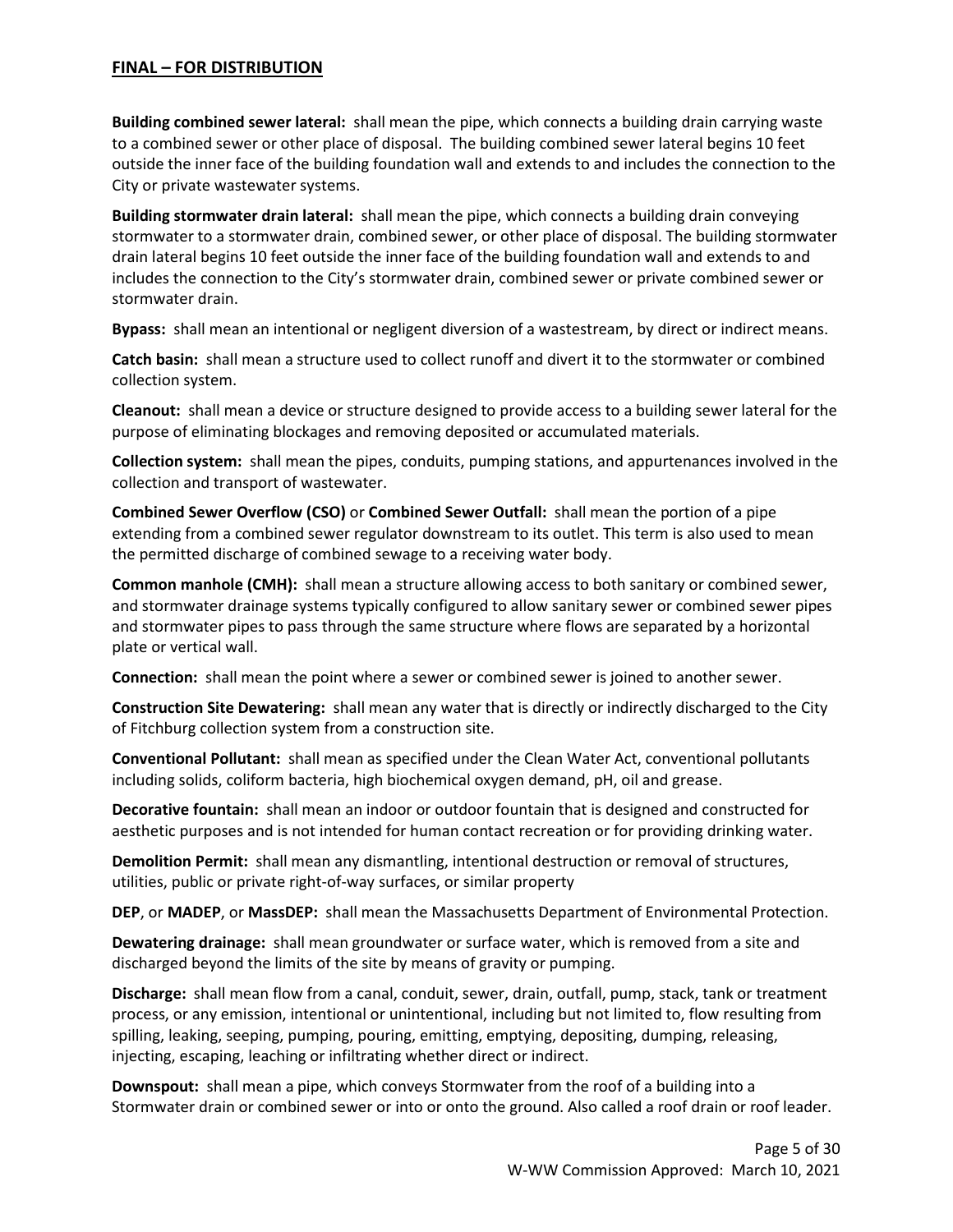**FINAL – FOR DISTRIBUTION**

**Building combined sewer lateral:** shall mean the pipe, which connects a building drain carrying waste to a combined sewer or other place of disposal. The building combined sewer lateral begins 10 feet outside the inner face of the building foundation wall and extends to and includes the connection to the City or private wastewater systems.

**Building stormwater drain lateral:** shall mean the pipe, which connects a building drain conveying stormwater to a stormwater drain, combined sewer, or other place of disposal. The building stormwater drain lateral begins 10 feet outside the inner face of the building foundation wall and extends to and includes the connection to the City's stormwater drain, combined sewer or private combined sewer or stormwater drain.

**Bypass:** shall mean an intentional or negligent diversion of a wastestream, by direct or indirect means.

**Catch basin:** shall mean a structure used to collect runoff and divert it to the stormwater or combined collection system.

**Cleanout:** shall mean a device or structure designed to provide access to a building sewer lateral for the purpose of eliminating blockages and removing deposited or accumulated materials.

**Collection system:** shall mean the pipes, conduits, pumping stations, and appurtenances involved in the collection and transport of wastewater.

**Combined Sewer Overflow (CSO)** or **Combined Sewer Outfall:** shall mean the portion of a pipe extending from a combined sewer regulator downstream to its outlet. This term is also used to mean the permitted discharge of combined sewage to a receiving water body.

**Common manhole (CMH):** shall mean a structure allowing access to both sanitary or combined sewer, and stormwater drainage systems typically configured to allow sanitary sewer or combined sewer pipes and stormwater pipes to pass through the same structure where flows are separated by a horizontal plate or vertical wall.

**Connection:** shall mean the point where a sewer or combined sewer is joined to another sewer.

**Construction Site Dewatering:** shall mean any water that is directly or indirectly discharged to the City of Fitchburg collection system from a construction site.

**Conventional Pollutant:** shall mean as specified under the Clean Water Act, conventional pollutants including solids, coliform bacteria, high biochemical oxygen demand, pH, oil and grease.

**Decorative fountain:** shall mean an indoor or outdoor fountain that is designed and constructed for aesthetic purposes and is not intended for human contact recreation or for providing drinking water.

**Demolition Permit:** shall mean any dismantling, intentional destruction or removal of structures, utilities, public or private right-of-way surfaces, or similar property

**DEP**, or **MADEP**, or **MassDEP:** shall mean the Massachusetts Department of Environmental Protection.

**Dewatering drainage:** shall mean groundwater or surface water, which is removed from a site and discharged beyond the limits of the site by means of gravity or pumping.

**Discharge:** shall mean flow from a canal, conduit, sewer, drain, outfall, pump, stack, tank or treatment process, or any emission, intentional or unintentional, including but not limited to, flow resulting from spilling, leaking, seeping, pumping, pouring, emitting, emptying, depositing, dumping, releasing, injecting, escaping, leaching or infiltrating whether direct or indirect.

**Downspout:** shall mean a pipe, which conveys Stormwater from the roof of a building into a Stormwater drain or combined sewer or into or onto the ground. Also called a roof drain or roof leader.

W-WW Commission Approved: March 10, 2021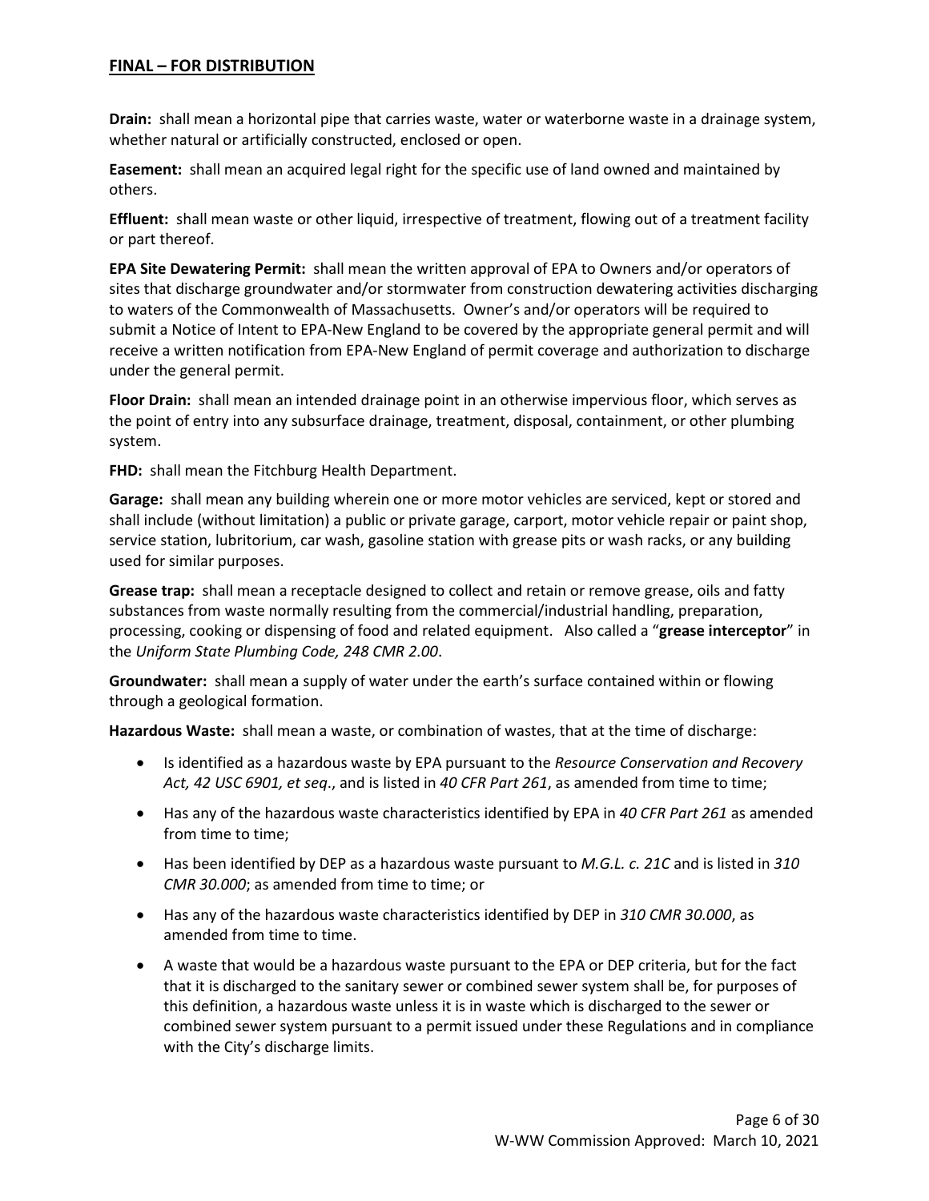**Drain:** shall mean a horizontal pipe that carries waste, water or waterborne waste in a drainage system, whether natural or artificially constructed, enclosed or open.

**Easement:** shall mean an acquired legal right for the specific use of land owned and maintained by others.

**Effluent:** shall mean waste or other liquid, irrespective of treatment, flowing out of a treatment facility or part thereof.

**EPA Site Dewatering Permit:** shall mean the written approval of EPA to Owners and/or operators of sites that discharge groundwater and/or stormwater from construction dewatering activities discharging to waters of the Commonwealth of Massachusetts. Owner's and/or operators will be required to submit a Notice of Intent to EPA-New England to be covered by the appropriate general permit and will receive a written notification from EPA-New England of permit coverage and authorization to discharge under the general permit.

**Floor Drain:** shall mean an intended drainage point in an otherwise impervious floor, which serves as the point of entry into any subsurface drainage, treatment, disposal, containment, or other plumbing system.

**FHD:** shall mean the Fitchburg Health Department.

**Garage:** shall mean any building wherein one or more motor vehicles are serviced, kept or stored and shall include (without limitation) a public or private garage, carport, motor vehicle repair or paint shop, service station, lubritorium, car wash, gasoline station with grease pits or wash racks, or any building used for similar purposes.

**Grease trap:** shall mean a receptacle designed to collect and retain or remove grease, oils and fatty substances from waste normally resulting from the commercial/industrial handling, preparation, processing, cooking or dispensing of food and related equipment. Also called a "**grease interceptor**" in the *Uniform State Plumbing Code, 248 CMR 2.00*.

**Groundwater:** shall mean a supply of water under the earth's surface contained within or flowing through a geological formation.

**Hazardous Waste:** shall mean a waste, or combination of wastes, that at the time of discharge:

- Is identified as a hazardous waste by EPA pursuant to the *Resource Conservation and Recovery Act, 42 USC 6901, et seq*., and is listed in *40 CFR Part 261*, as amended from time to time;
- Has any of the hazardous waste characteristics identified by EPA in *40 CFR Part 261* as amended from time to time;
- Has been identified by DEP as a hazardous waste pursuant to *M.G.L. c. 21C* and is listed in *310 CMR 30.000*; as amended from time to time; or
- Has any of the hazardous waste characteristics identified by DEP in *310 CMR 30.000*, as amended from time to time.
- A waste that would be a hazardous waste pursuant to the EPA or DEP criteria, but for the fact that it is discharged to the sanitary sewer or combined sewer system shall be, for purposes of this definition, a hazardous waste unless it is in waste which is discharged to the sewer or combined sewer system pursuant to a permit issued under these Regulations and in compliance with the City's discharge limits.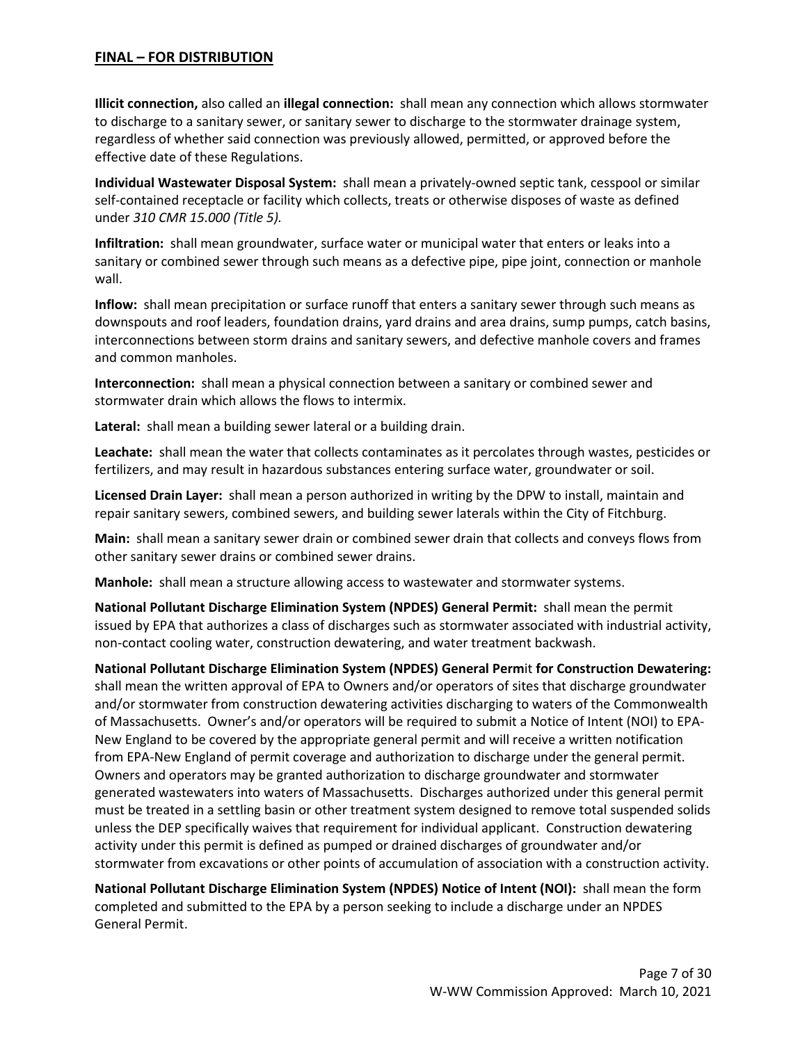**Illicit connection,** also called an **illegal connection:** shall mean any connection which allows stormwater to discharge to a sanitary sewer, or sanitary sewer to discharge to the stormwater drainage system, regardless of whether said connection was previously allowed, permitted, or approved before the effective date of these Regulations.

**Individual Wastewater Disposal System:** shall mean a privately-owned septic tank, cesspool or similar self-contained receptacle or facility which collects, treats or otherwise disposes of waste as defined under *310 CMR 15.000 (Title 5).*

**Infiltration:** shall mean groundwater, surface water or municipal water that enters or leaks into a sanitary or combined sewer through such means as a defective pipe, pipe joint, connection or manhole wall.

**Inflow:** shall mean precipitation or surface runoff that enters a sanitary sewer through such means as downspouts and roof leaders, foundation drains, yard drains and area drains, sump pumps, catch basins, interconnections between storm drains and sanitary sewers, and defective manhole covers and frames and common manholes.

**Interconnection:** shall mean a physical connection between a sanitary or combined sewer and stormwater drain which allows the flows to intermix.

**Lateral:** shall mean a building sewer lateral or a building drain.

**Leachate:** shall mean the water that collects contaminates as it percolates through wastes, pesticides or fertilizers, and may result in hazardous substances entering surface water, groundwater or soil.

**Licensed Drain Layer:** shall mean a person authorized in writing by the DPW to install, maintain and repair sanitary sewers, combined sewers, and building sewer laterals within the City of Fitchburg.

**Main:** shall mean a sanitary sewer drain or combined sewer drain that collects and conveys flows from other sanitary sewer drains or combined sewer drains.

**Manhole:** shall mean a structure allowing access to wastewater and stormwater systems.

**National Pollutant Discharge Elimination System (NPDES) General Permit:** shall mean the permit issued by EPA that authorizes a class of discharges such as stormwater associated with industrial activity, non-contact cooling water, construction dewatering, and water treatment backwash.

**National Pollutant Discharge Elimination System (NPDES) General Permit for Construction Dewatering:** shall mean the written approval of EPA to Owners and/or operators of sites that discharge groundwater and/or stormwater from construction dewatering activities discharging to waters of the Commonwealth of Massachusetts. Owner's and/or operators will be required to submit a Notice of Intent (NOI) to EPA-New England to be covered by the appropriate general permit and will receive a written notification from EPA-New England of permit coverage and authorization to discharge under the general permit. Owners and operators may be granted authorization to discharge groundwater and stormwater generated wastewaters into waters of Massachusetts. Discharges authorized under this general permit must be treated in a settling basin or other treatment system designed to remove total suspended solids unless the DEP specifically waives that requirement for individual applicant. Construction dewatering activity under this permit is defined as pumped or drained discharges of groundwater and/or stormwater from excavations or other points of accumulation of association with a construction activity.

**National Pollutant Discharge Elimination System (NPDES) Notice of Intent (NOI):** shall mean the form completed and submitted to the EPA by a person seeking to include a discharge under an NPDES General Permit.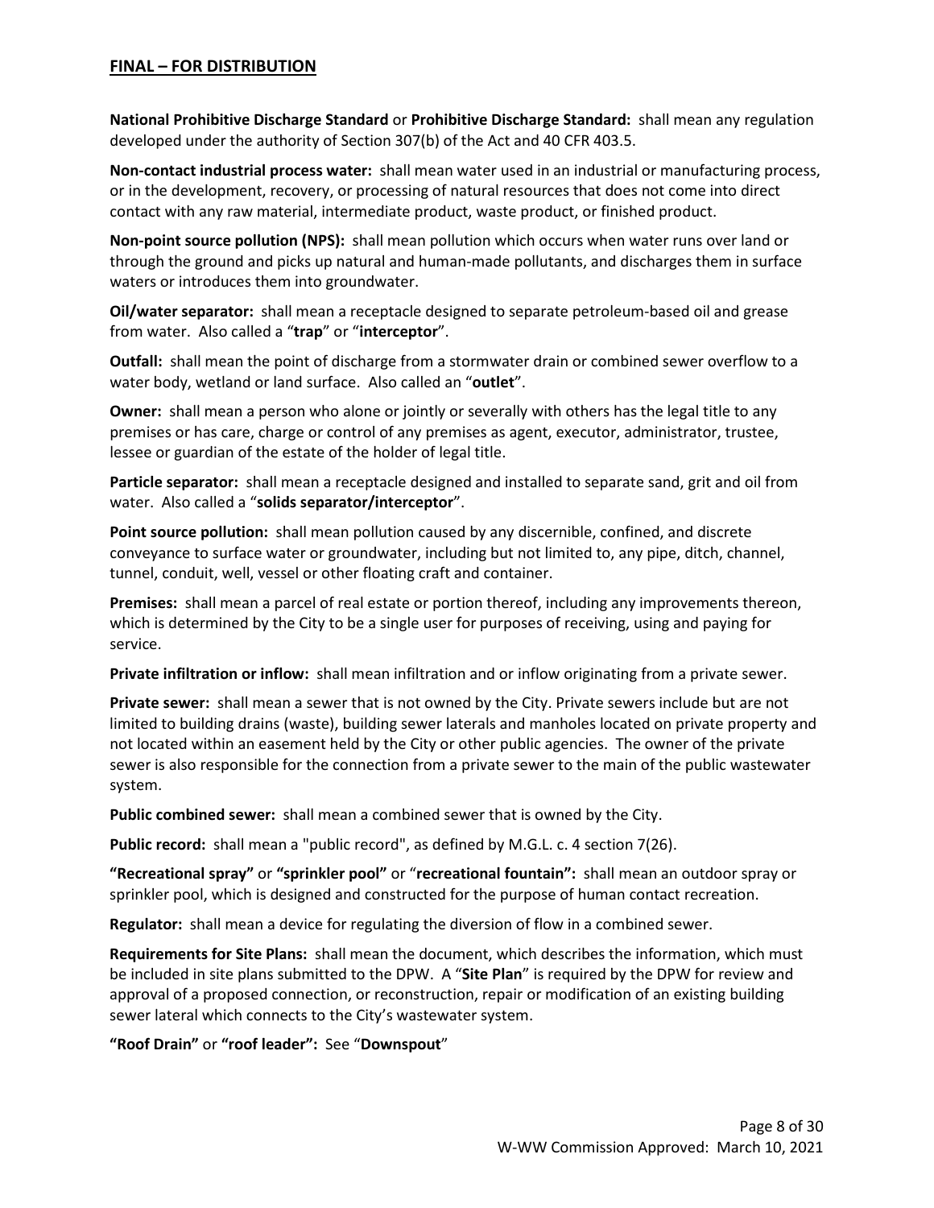**National Prohibitive Discharge Standard** or **Prohibitive Discharge Standard:** shall mean any regulation developed under the authority of Section 307(b) of the Act and 40 CFR 403.5.

**Non-contact industrial process water:** shall mean water used in an industrial or manufacturing process, or in the development, recovery, or processing of natural resources that does not come into direct contact with any raw material, intermediate product, waste product, or finished product.

**Non-point source pollution (NPS):** shall mean pollution which occurs when water runs over land or through the ground and picks up natural and human-made pollutants, and discharges them in surface waters or introduces them into groundwater.

**Oil/water separator:** shall mean a receptacle designed to separate petroleum-based oil and grease from water. Also called a "**trap**" or "**interceptor**".

**Outfall:** shall mean the point of discharge from a stormwater drain or combined sewer overflow to a water body, wetland or land surface. Also called an "**outlet**".

**Owner:** shall mean a person who alone or jointly or severally with others has the legal title to any premises or has care, charge or control of any premises as agent, executor, administrator, trustee, lessee or guardian of the estate of the holder of legal title.

**Particle separator:** shall mean a receptacle designed and installed to separate sand, grit and oil from water. Also called a "**solids separator/interceptor**".

**Point source pollution:** shall mean pollution caused by any discernible, confined, and discrete conveyance to surface water or groundwater, including but not limited to, any pipe, ditch, channel, tunnel, conduit, well, vessel or other floating craft and container.

**Premises:** shall mean a parcel of real estate or portion thereof, including any improvements thereon, which is determined by the City to be a single user for purposes of receiving, using and paying for service.

**Private infiltration or inflow:** shall mean infiltration and or inflow originating from a private sewer.

**Private sewer:** shall mean a sewer that is not owned by the City. Private sewers include but are not limited to building drains (waste), building sewer laterals and manholes located on private property and not located within an easement held by the City or other public agencies. The owner of the private sewer is also responsible for the connection from a private sewer to the main of the public wastewater system.

**Public combined sewer:** shall mean a combined sewer that is owned by the City.

**Public record:** shall mean a "public record", as defined by M.G.L. c. 4 section 7(26).

**"Recreational spray"** or **"sprinkler pool"** or "**recreational fountain":** shall mean an outdoor spray or sprinkler pool, which is designed and constructed for the purpose of human contact recreation.

**Regulator:** shall mean a device for regulating the diversion of flow in a combined sewer.

**Requirements for Site Plans:** shall mean the document, which describes the information, which must be included in site plans submitted to the DPW. A "**Site Plan**" is required by the DPW for review and approval of a proposed connection, or reconstruction, repair or modification of an existing building sewer lateral which connects to the City's wastewater system.

**"Roof Drain"** or **"roof leader":** See "**Downspout**"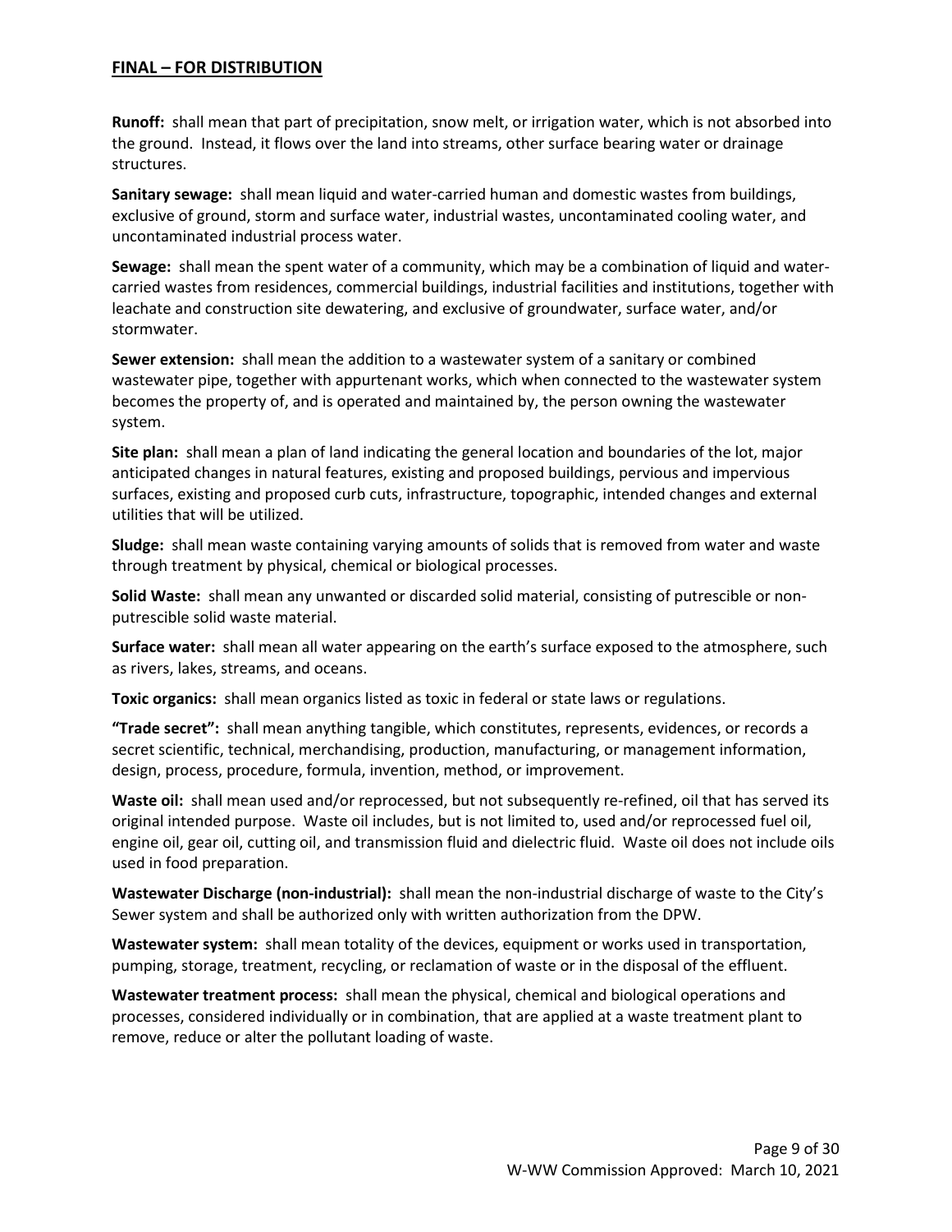**Runoff:** shall mean that part of precipitation, snow melt, or irrigation water, which is not absorbed into the ground. Instead, it flows over the land into streams, other surface bearing water or drainage structures.

**Sanitary sewage:** shall mean liquid and water-carried human and domestic wastes from buildings, exclusive of ground, storm and surface water, industrial wastes, uncontaminated cooling water, and uncontaminated industrial process water.

**Sewage:** shall mean the spent water of a community, which may be a combination of liquid and water-carried wastes from residences, commercial buildings, industrial facilities and institutions, together with leachate and construction site dewatering, and exclusive of groundwater, surface water, and/or stormwater.

**Sewer extension:** shall mean the addition to a wastewater system of a sanitary or combined wastewater pipe, together with appurtenant works, which when connected to the wastewater system becomes the property of, and is operated and maintained by, the person owning the wastewater system.

**Site plan:** shall mean a plan of land indicating the general location and boundaries of the lot, major anticipated changes in natural features, existing and proposed buildings, pervious and impervious surfaces, existing and proposed curb cuts, infrastructure, topographic, intended changes and external utilities that will be utilized.

**Sludge:** shall mean waste containing varying amounts of solids that is removed from water and waste through treatment by physical, chemical or biological processes.

**Solid Waste:** shall mean any unwanted or discarded solid material, consisting of putrescible or non-putrescible solid waste material.

**Surface water:** shall mean all water appearing on the earth's surface exposed to the atmosphere, such as rivers, lakes, streams, and oceans.

**Toxic organics:** shall mean organics listed as toxic in federal or state laws or regulations.

**"Trade secret":** shall mean anything tangible, which constitutes, represents, evidences, or records a secret scientific, technical, merchandising, production, manufacturing, or management information, design, process, procedure, formula, invention, method, or improvement.

**Waste oil:** shall mean used and/or reprocessed, but not subsequently re-refined, oil that has served its original intended purpose. Waste oil includes, but is not limited to, used and/or reprocessed fuel oil, engine oil, gear oil, cutting oil, and transmission fluid and dielectric fluid. Waste oil does not include oils used in food preparation.

**Wastewater Discharge (non-industrial):** shall mean the non-industrial discharge of waste to the City's Sewer system and shall be authorized only with written authorization from the DPW.

**Wastewater system:** shall mean totality of the devices, equipment or works used in transportation, pumping, storage, treatment, recycling, or reclamation of waste or in the disposal of the effluent.

**Wastewater treatment process:** shall mean the physical, chemical and biological operations and processes, considered individually or in combination, that are applied at a waste treatment plant to remove, reduce or alter the pollutant loading of waste.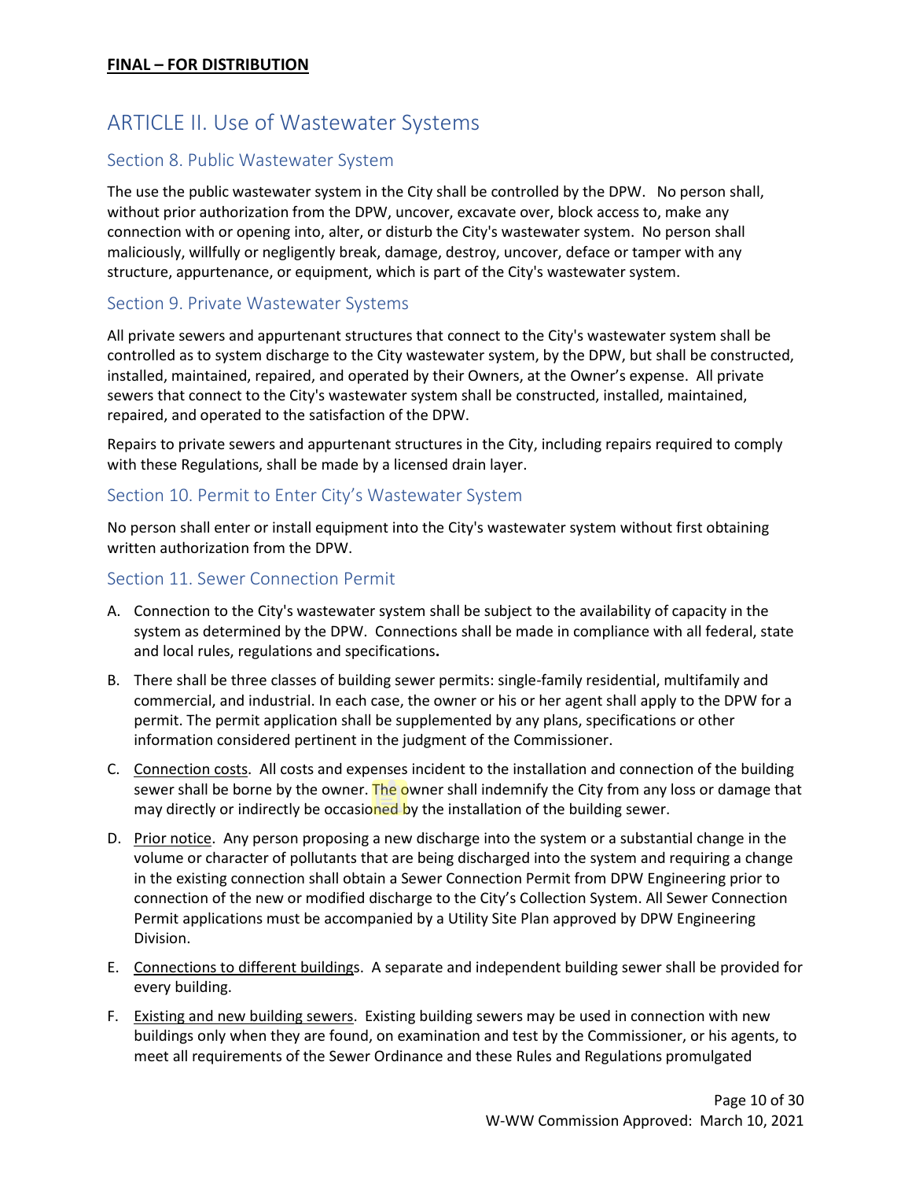**FINAL – FOR DISTRIBUTION**

# ARTICLE II. Use of Wastewater Systems

## Section 8. Public Wastewater System

The use the public wastewater system in the City shall be controlled by the DPW. No person shall, without prior authorization from the DPW, uncover, excavate over, block access to, make any connection with or opening into, alter, or disturb the City's wastewater system. No person shall maliciously, willfully or negligently break, damage, destroy, uncover, deface or tamper with any structure, appurtenance, or equipment, which is part of the City's wastewater system.

## Section 9. Private Wastewater Systems

All private sewers and appurtenant structures that connect to the City's wastewater system shall be controlled as to system discharge to the City wastewater system, by the DPW, but shall be constructed, installed, maintained, repaired, and operated by their Owners, at the Owner's expense. All private sewers that connect to the City's wastewater system shall be constructed, installed, maintained, repaired, and operated to the satisfaction of the DPW.

Repairs to private sewers and appurtenant structures in the City, including repairs required to comply with these Regulations, shall be made by a licensed drain layer.

## Section 10. Permit to Enter City's Wastewater System

No person shall enter or install equipment into the City's wastewater system without first obtaining written authorization from the DPW.

## Section 11. Sewer Connection Permit

A. Connection to the City's wastewater system shall be subject to the availability of capacity in the system as determined by the DPW. Connections shall be made in compliance with all federal, state and local rules, regulations and specifications**.**

B. There shall be three classes of building sewer permits: single-family residential, multifamily and commercial, and industrial. In each case, the owner or his or her agent shall apply to the DPW for a permit. The permit application shall be supplemented by any plans, specifications or other information considered pertinent in the judgment of the Commissioner.

C. Connection costs. All costs and expenses incident to the installation and connection of the building sewer shall be borne by the owner. The owner shall indemnify the City from any loss or damage that may directly or indirectly be occasioned by the installation of the building sewer.

D. Prior notice. Any person proposing a new discharge into the system or a substantial change in the volume or character of pollutants that are being discharged into the system and requiring a change in the existing connection shall obtain a Sewer Connection Permit from DPW Engineering prior to connection of the new or modified discharge to the City's Collection System. All Sewer Connection Permit applications must be accompanied by a Utility Site Plan approved by DPW Engineering Division.

E. Connections to different buildings. A separate and independent building sewer shall be provided for every building.

F. Existing and new building sewers. Existing building sewers may be used in connection with new buildings only when they are found, on examination and test by the Commissioner, or his agents, to meet all requirements of the Sewer Ordinance and these Rules and Regulations promulgated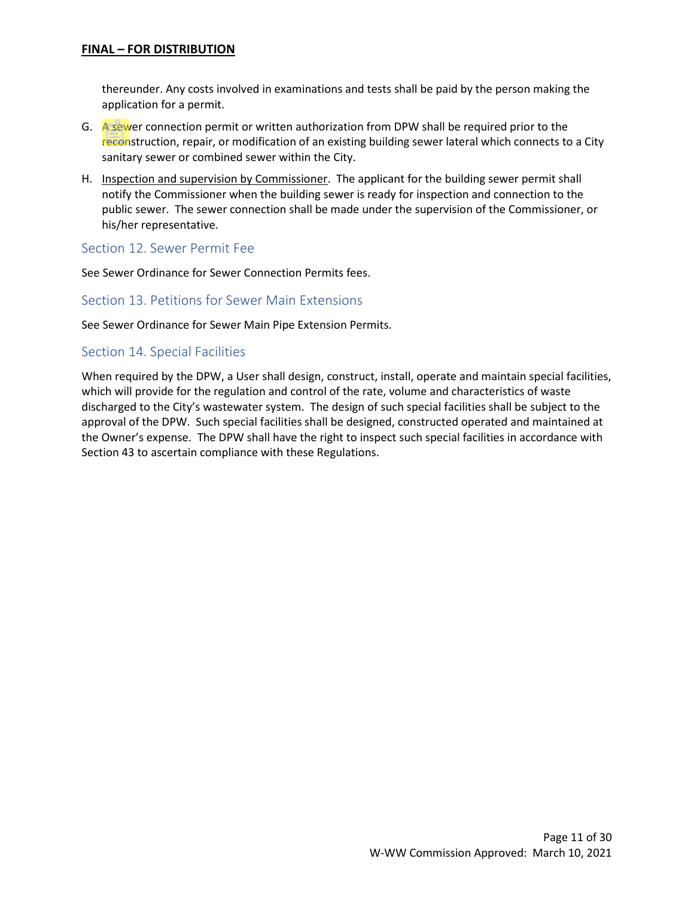thereunder. Any costs involved in examinations and tests shall be paid by the person making the application for a permit.

G. A sewer connection permit or written authorization from DPW shall be required prior to the reconstruction, repair, or modification of an existing building sewer lateral which connects to a City sanitary sewer or combined sewer within the City.

H. Inspection and supervision by Commissioner. The applicant for the building sewer permit shall notify the Commissioner when the building sewer is ready for inspection and connection to the public sewer. The sewer connection shall be made under the supervision of the Commissioner, or his/her representative.

## Section 12. Sewer Permit Fee

See Sewer Ordinance for Sewer Connection Permits fees.

## Section 13. Petitions for Sewer Main Extensions

See Sewer Ordinance for Sewer Main Pipe Extension Permits.

## Section 14. Special Facilities

When required by the DPW, a User shall design, construct, install, operate and maintain special facilities, which will provide for the regulation and control of the rate, volume and characteristics of waste discharged to the City's wastewater system. The design of such special facilities shall be subject to the approval of the DPW. Such special facilities shall be designed, constructed operated and maintained at the Owner's expense. The DPW shall have the right to inspect such special facilities in accordance with Section 43 to ascertain compliance with these Regulations.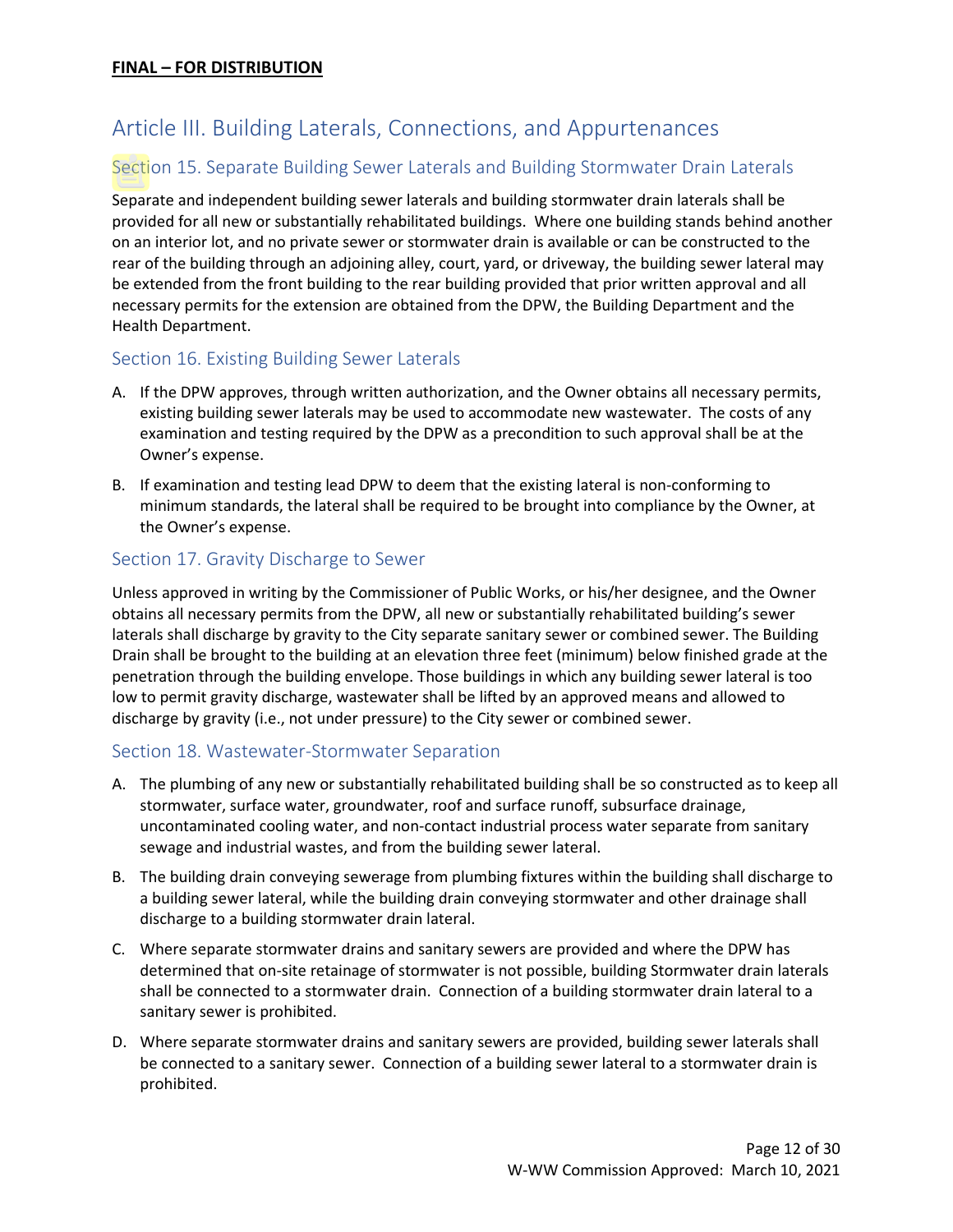**FINAL – FOR DISTRIBUTION**

# Article III. Building Laterals, Connections, and Appurtenances

## Section 15. Separate Building Sewer Laterals and Building Stormwater Drain Laterals

Separate and independent building sewer laterals and building stormwater drain laterals shall be provided for all new or substantially rehabilitated buildings. Where one building stands behind another on an interior lot, and no private sewer or stormwater drain is available or can be constructed to the rear of the building through an adjoining alley, court, yard, or driveway, the building sewer lateral may be extended from the front building to the rear building provided that prior written approval and all necessary permits for the extension are obtained from the DPW, the Building Department and the Health Department.

## Section 16. Existing Building Sewer Laterals

A. If the DPW approves, through written authorization, and the Owner obtains all necessary permits, existing building sewer laterals may be used to accommodate new wastewater. The costs of any examination and testing required by the DPW as a precondition to such approval shall be at the Owner's expense.

B. If examination and testing lead DPW to deem that the existing lateral is non-conforming to minimum standards, the lateral shall be required to be brought into compliance by the Owner, at the Owner's expense.

## Section 17. Gravity Discharge to Sewer

Unless approved in writing by the Commissioner of Public Works, or his/her designee, and the Owner obtains all necessary permits from the DPW, all new or substantially rehabilitated building's sewer laterals shall discharge by gravity to the City separate sanitary sewer or combined sewer. The Building Drain shall be brought to the building at an elevation three feet (minimum) below finished grade at the penetration through the building envelope. Those buildings in which any building sewer lateral is too low to permit gravity discharge, wastewater shall be lifted by an approved means and allowed to discharge by gravity (i.e., not under pressure) to the City sewer or combined sewer.

## Section 18. Wastewater-Stormwater Separation

A. The plumbing of any new or substantially rehabilitated building shall be so constructed as to keep all stormwater, surface water, groundwater, roof and surface runoff, subsurface drainage, uncontaminated cooling water, and non-contact industrial process water separate from sanitary sewage and industrial wastes, and from the building sewer lateral.

B. The building drain conveying sewerage from plumbing fixtures within the building shall discharge to a building sewer lateral, while the building drain conveying stormwater and other drainage shall discharge to a building stormwater drain lateral.

C. Where separate stormwater drains and sanitary sewers are provided and where the DPW has determined that on-site retainage of stormwater is not possible, building Stormwater drain laterals shall be connected to a stormwater drain. Connection of a building stormwater drain lateral to a sanitary sewer is prohibited.

D. Where separate stormwater drains and sanitary sewers are provided, building sewer laterals shall be connected to a sanitary sewer. Connection of a building sewer lateral to a stormwater drain is prohibited.

W-WW Commission Approved: March 10, 2021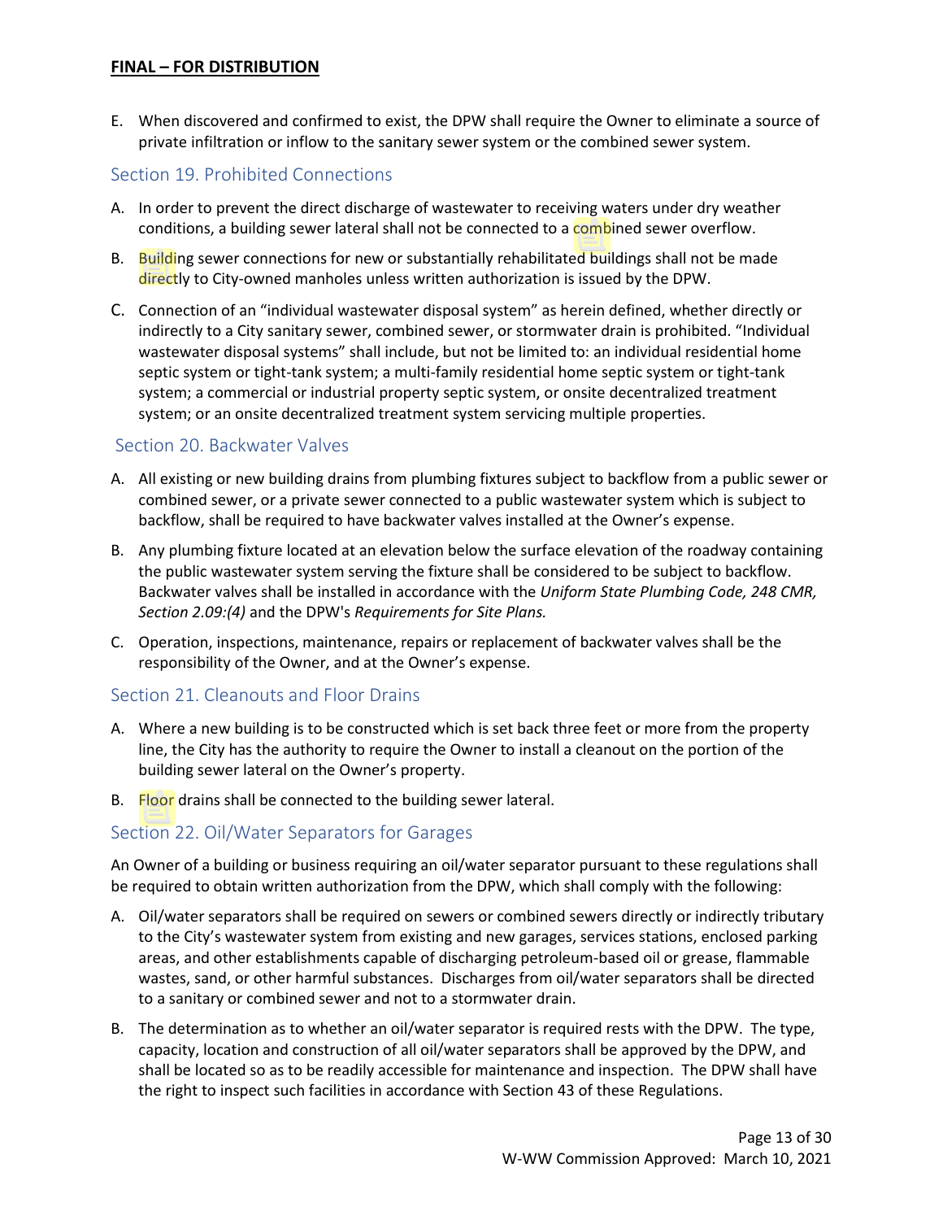**FINAL – FOR DISTRIBUTION**

E. When discovered and confirmed to exist, the DPW shall require the Owner to eliminate a source of private infiltration or inflow to the sanitary sewer system or the combined sewer system.

## Section 19. Prohibited Connections

A. In order to prevent the direct discharge of wastewater to receiving waters under dry weather conditions, a building sewer lateral shall not be connected to a combined sewer overflow.

B. Building sewer connections for new or substantially rehabilitated buildings shall not be made directly to City-owned manholes unless written authorization is issued by the DPW.

C. Connection of an "individual wastewater disposal system" as herein defined, whether directly or indirectly to a City sanitary sewer, combined sewer, or stormwater drain is prohibited. "Individual wastewater disposal systems" shall include, but not be limited to: an individual residential home septic system or tight-tank system; a multi-family residential home septic system or tight-tank system; a commercial or industrial property septic system, or onsite decentralized treatment system; or an onsite decentralized treatment system servicing multiple properties.

## Section 20. Backwater Valves

A. All existing or new building drains from plumbing fixtures subject to backflow from a public sewer or combined sewer, or a private sewer connected to a public wastewater system which is subject to backflow, shall be required to have backwater valves installed at the Owner's expense.

B. Any plumbing fixture located at an elevation below the surface elevation of the roadway containing the public wastewater system serving the fixture shall be considered to be subject to backflow. Backwater valves shall be installed in accordance with the *Uniform State Plumbing Code, 248 CMR, Section 2.09:(4)* and the DPW's *Requirements for Site Plans.*

C. Operation, inspections, maintenance, repairs or replacement of backwater valves shall be the responsibility of the Owner, and at the Owner's expense.

## Section 21. Cleanouts and Floor Drains

A. Where a new building is to be constructed which is set back three feet or more from the property line, the City has the authority to require the Owner to install a cleanout on the portion of the building sewer lateral on the Owner's property.

B. Floor drains shall be connected to the building sewer lateral.

## Section 22. Oil/Water Separators for Garages

An Owner of a building or business requiring an oil/water separator pursuant to these regulations shall be required to obtain written authorization from the DPW, which shall comply with the following:

A. Oil/water separators shall be required on sewers or combined sewers directly or indirectly tributary to the City's wastewater system from existing and new garages, services stations, enclosed parking areas, and other establishments capable of discharging petroleum-based oil or grease, flammable wastes, sand, or other harmful substances. Discharges from oil/water separators shall be directed to a sanitary or combined sewer and not to a stormwater drain.

B. The determination as to whether an oil/water separator is required rests with the DPW. The type, capacity, location and construction of all oil/water separators shall be approved by the DPW, and shall be located so as to be readily accessible for maintenance and inspection. The DPW shall have the right to inspect such facilities in accordance with Section 43 of these Regulations.

W-WW Commission Approved: March 10, 2021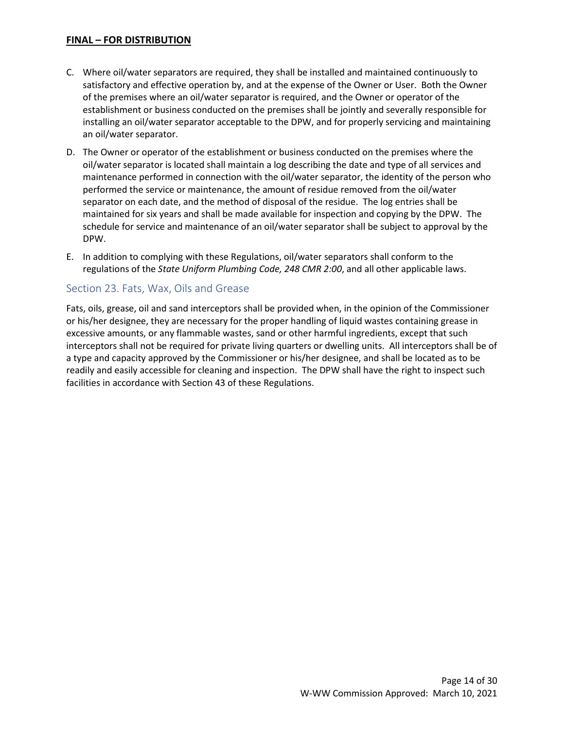C. Where oil/water separators are required, they shall be installed and maintained continuously to satisfactory and effective operation by, and at the expense of the Owner or User. Both the Owner of the premises where an oil/water separator is required, and the Owner or operator of the establishment or business conducted on the premises shall be jointly and severally responsible for installing an oil/water separator acceptable to the DPW, and for properly servicing and maintaining an oil/water separator.

D. The Owner or operator of the establishment or business conducted on the premises where the oil/water separator is located shall maintain a log describing the date and type of all services and maintenance performed in connection with the oil/water separator, the identity of the person who performed the service or maintenance, the amount of residue removed from the oil/water separator on each date, and the method of disposal of the residue. The log entries shall be maintained for six years and shall be made available for inspection and copying by the DPW. The schedule for service and maintenance of an oil/water separator shall be subject to approval by the DPW.

E. In addition to complying with these Regulations, oil/water separators shall conform to the regulations of the *State Uniform Plumbing Code, 248 CMR 2:00*, and all other applicable laws.

## Section 23. Fats, Wax, Oils and Grease

Fats, oils, grease, oil and sand interceptors shall be provided when, in the opinion of the Commissioner or his/her designee, they are necessary for the proper handling of liquid wastes containing grease in excessive amounts, or any flammable wastes, sand or other harmful ingredients, except that such interceptors shall not be required for private living quarters or dwelling units. All interceptors shall be of a type and capacity approved by the Commissioner or his/her designee, and shall be located as to be readily and easily accessible for cleaning and inspection. The DPW shall have the right to inspect such facilities in accordance with Section 43 of these Regulations.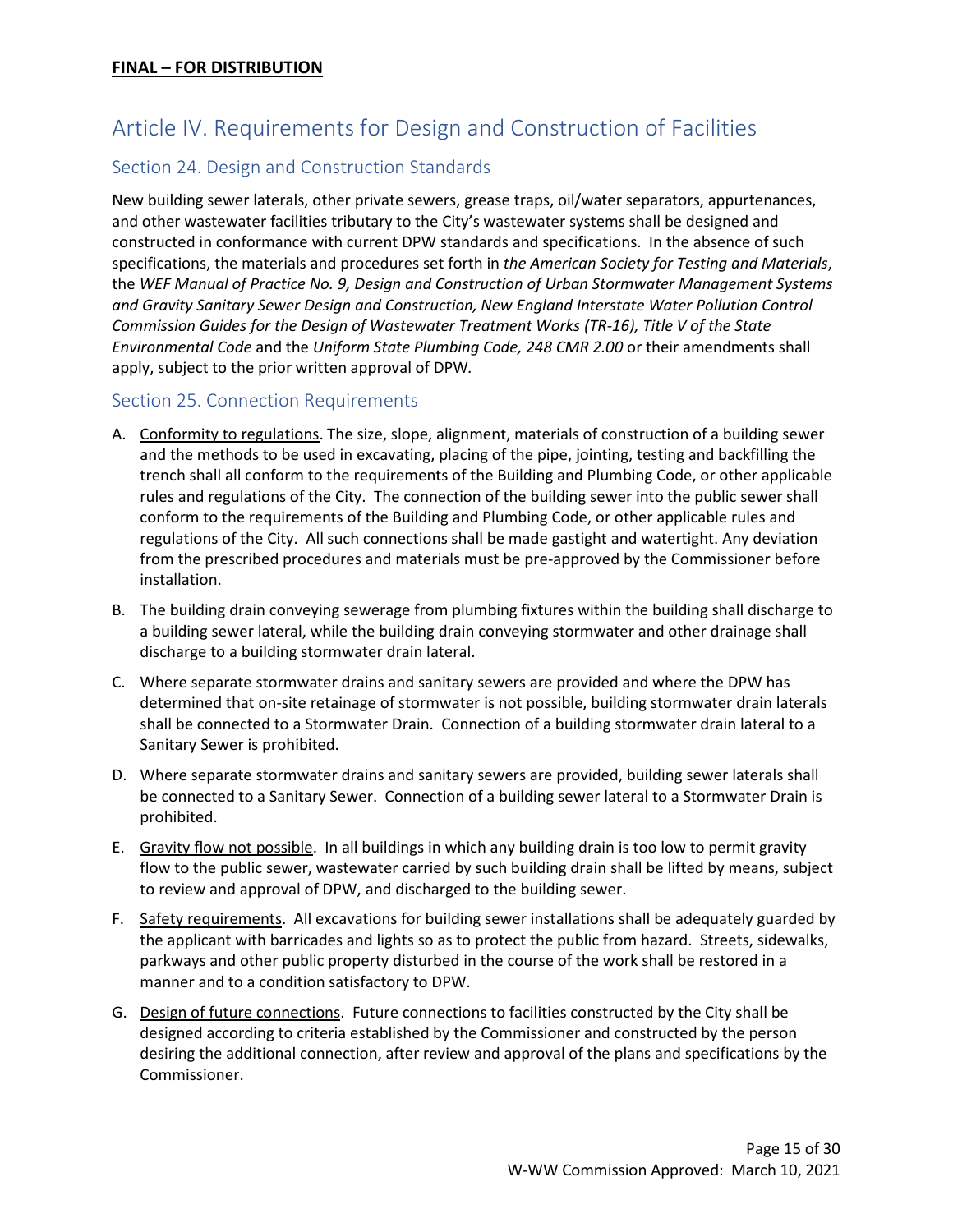**FINAL – FOR DISTRIBUTION**

# Article IV. Requirements for Design and Construction of Facilities

## Section 24. Design and Construction Standards

New building sewer laterals, other private sewers, grease traps, oil/water separators, appurtenances, and other wastewater facilities tributary to the City's wastewater systems shall be designed and constructed in conformance with current DPW standards and specifications. In the absence of such specifications, the materials and procedures set forth in *the American Society for Testing and Materials*, the *WEF Manual of Practice No. 9, Design and Construction of Urban Stormwater Management Systems and Gravity Sanitary Sewer Design and Construction, New England Interstate Water Pollution Control Commission Guides for the Design of Wastewater Treatment Works (TR-16), Title V of the State Environmental Code* and the *Uniform State Plumbing Code, 248 CMR 2.00* or their amendments shall apply, subject to the prior written approval of DPW.

## Section 25. Connection Requirements

A. <u>Conformity to regulations</u>. The size, slope, alignment, materials of construction of a building sewer and the methods to be used in excavating, placing of the pipe, jointing, testing and backfilling the trench shall all conform to the requirements of the Building and Plumbing Code, or other applicable rules and regulations of the City. The connection of the building sewer into the public sewer shall conform to the requirements of the Building and Plumbing Code, or other applicable rules and regulations of the City. All such connections shall be made gastight and watertight. Any deviation from the prescribed procedures and materials must be pre-approved by the Commissioner before installation.

B. The building drain conveying sewerage from plumbing fixtures within the building shall discharge to a building sewer lateral, while the building drain conveying stormwater and other drainage shall discharge to a building stormwater drain lateral.

C. Where separate stormwater drains and sanitary sewers are provided and where the DPW has determined that on-site retainage of stormwater is not possible, building stormwater drain laterals shall be connected to a Stormwater Drain. Connection of a building stormwater drain lateral to a Sanitary Sewer is prohibited.

D. Where separate stormwater drains and sanitary sewers are provided, building sewer laterals shall be connected to a Sanitary Sewer. Connection of a building sewer lateral to a Stormwater Drain is prohibited.

E. <u>Gravity flow not possible</u>. In all buildings in which any building drain is too low to permit gravity flow to the public sewer, wastewater carried by such building drain shall be lifted by means, subject to review and approval of DPW, and discharged to the building sewer.

F. <u>Safety requirements</u>. All excavations for building sewer installations shall be adequately guarded by the applicant with barricades and lights so as to protect the public from hazard. Streets, sidewalks, parkways and other public property disturbed in the course of the work shall be restored in a manner and to a condition satisfactory to DPW.

G. <u>Design of future connections</u>. Future connections to facilities constructed by the City shall be designed according to criteria established by the Commissioner and constructed by the person desiring the additional connection, after review and approval of the plans and specifications by the Commissioner.

W-WW Commission Approved: March 10, 2021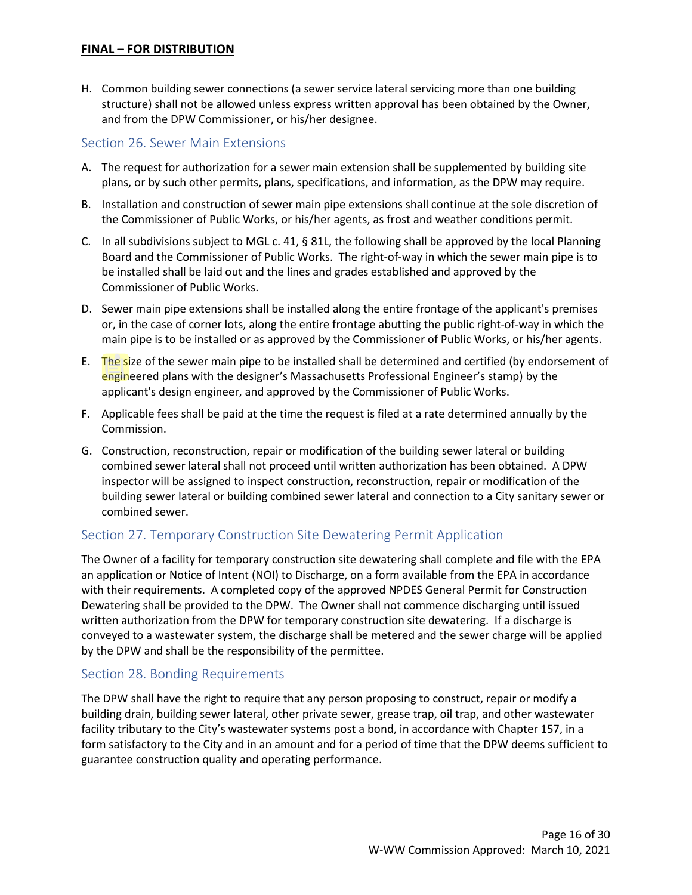H. Common building sewer connections (a sewer service lateral servicing more than one building structure) shall not be allowed unless express written approval has been obtained by the Owner, and from the DPW Commissioner, or his/her designee.

## Section 26. Sewer Main Extensions

A. The request for authorization for a sewer main extension shall be supplemented by building site plans, or by such other permits, plans, specifications, and information, as the DPW may require.

B. Installation and construction of sewer main pipe extensions shall continue at the sole discretion of the Commissioner of Public Works, or his/her agents, as frost and weather conditions permit.

C. In all subdivisions subject to MGL c. 41, § 81L, the following shall be approved by the local Planning Board and the Commissioner of Public Works. The right-of-way in which the sewer main pipe is to be installed shall be laid out and the lines and grades established and approved by the Commissioner of Public Works.

D. Sewer main pipe extensions shall be installed along the entire frontage of the applicant's premises or, in the case of corner lots, along the entire frontage abutting the public right-of-way in which the main pipe is to be installed or as approved by the Commissioner of Public Works, or his/her agents.

E. The size of the sewer main pipe to be installed shall be determined and certified (by endorsement of engineered plans with the designer's Massachusetts Professional Engineer's stamp) by the applicant's design engineer, and approved by the Commissioner of Public Works.

F. Applicable fees shall be paid at the time the request is filed at a rate determined annually by the Commission.

G. Construction, reconstruction, repair or modification of the building sewer lateral or building combined sewer lateral shall not proceed until written authorization has been obtained. A DPW inspector will be assigned to inspect construction, reconstruction, repair or modification of the building sewer lateral or building combined sewer lateral and connection to a City sanitary sewer or combined sewer.

## Section 27. Temporary Construction Site Dewatering Permit Application

The Owner of a facility for temporary construction site dewatering shall complete and file with the EPA an application or Notice of Intent (NOI) to Discharge, on a form available from the EPA in accordance with their requirements. A completed copy of the approved NPDES General Permit for Construction Dewatering shall be provided to the DPW. The Owner shall not commence discharging until issued written authorization from the DPW for temporary construction site dewatering. If a discharge is conveyed to a wastewater system, the discharge shall be metered and the sewer charge will be applied by the DPW and shall be the responsibility of the permittee.

## Section 28. Bonding Requirements

The DPW shall have the right to require that any person proposing to construct, repair or modify a building drain, building sewer lateral, other private sewer, grease trap, oil trap, and other wastewater facility tributary to the City's wastewater systems post a bond, in accordance with Chapter 157, in a form satisfactory to the City and in an amount and for a period of time that the DPW deems sufficient to guarantee construction quality and operating performance.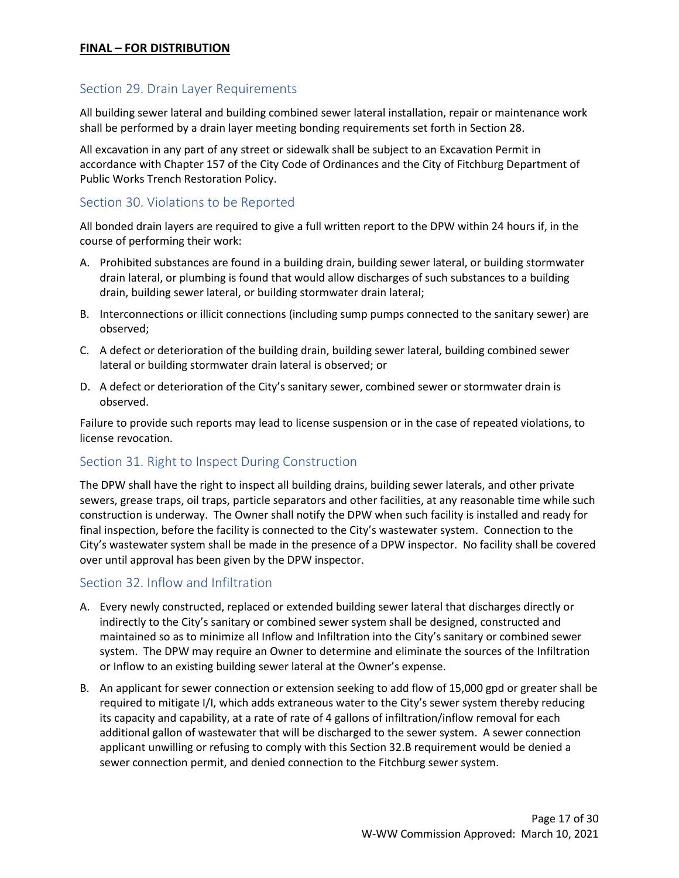## Section 29. Drain Layer Requirements

All building sewer lateral and building combined sewer lateral installation, repair or maintenance work shall be performed by a drain layer meeting bonding requirements set forth in Section 28.

All excavation in any part of any street or sidewalk shall be subject to an Excavation Permit in accordance with Chapter 157 of the City Code of Ordinances and the City of Fitchburg Department of Public Works Trench Restoration Policy.

## Section 30. Violations to be Reported

All bonded drain layers are required to give a full written report to the DPW within 24 hours if, in the course of performing their work:

A. Prohibited substances are found in a building drain, building sewer lateral, or building stormwater drain lateral, or plumbing is found that would allow discharges of such substances to a building drain, building sewer lateral, or building stormwater drain lateral;

B. Interconnections or illicit connections (including sump pumps connected to the sanitary sewer) are observed;

C. A defect or deterioration of the building drain, building sewer lateral, building combined sewer lateral or building stormwater drain lateral is observed; or

D. A defect or deterioration of the City's sanitary sewer, combined sewer or stormwater drain is observed.

Failure to provide such reports may lead to license suspension or in the case of repeated violations, to license revocation.

## Section 31. Right to Inspect During Construction

The DPW shall have the right to inspect all building drains, building sewer laterals, and other private sewers, grease traps, oil traps, particle separators and other facilities, at any reasonable time while such construction is underway. The Owner shall notify the DPW when such facility is installed and ready for final inspection, before the facility is connected to the City's wastewater system. Connection to the City's wastewater system shall be made in the presence of a DPW inspector. No facility shall be covered over until approval has been given by the DPW inspector.

## Section 32. Inflow and Infiltration

A. Every newly constructed, replaced or extended building sewer lateral that discharges directly or indirectly to the City's sanitary or combined sewer system shall be designed, constructed and maintained so as to minimize all Inflow and Infiltration into the City's sanitary or combined sewer system. The DPW may require an Owner to determine and eliminate the sources of the Infiltration or Inflow to an existing building sewer lateral at the Owner's expense.

B. An applicant for sewer connection or extension seeking to add flow of 15,000 gpd or greater shall be required to mitigate I/I, which adds extraneous water to the City's sewer system thereby reducing its capacity and capability, at a rate of rate of 4 gallons of infiltration/inflow removal for each additional gallon of wastewater that will be discharged to the sewer system. A sewer connection applicant unwilling or refusing to comply with this Section 32.B requirement would be denied a sewer connection permit, and denied connection to the Fitchburg sewer system.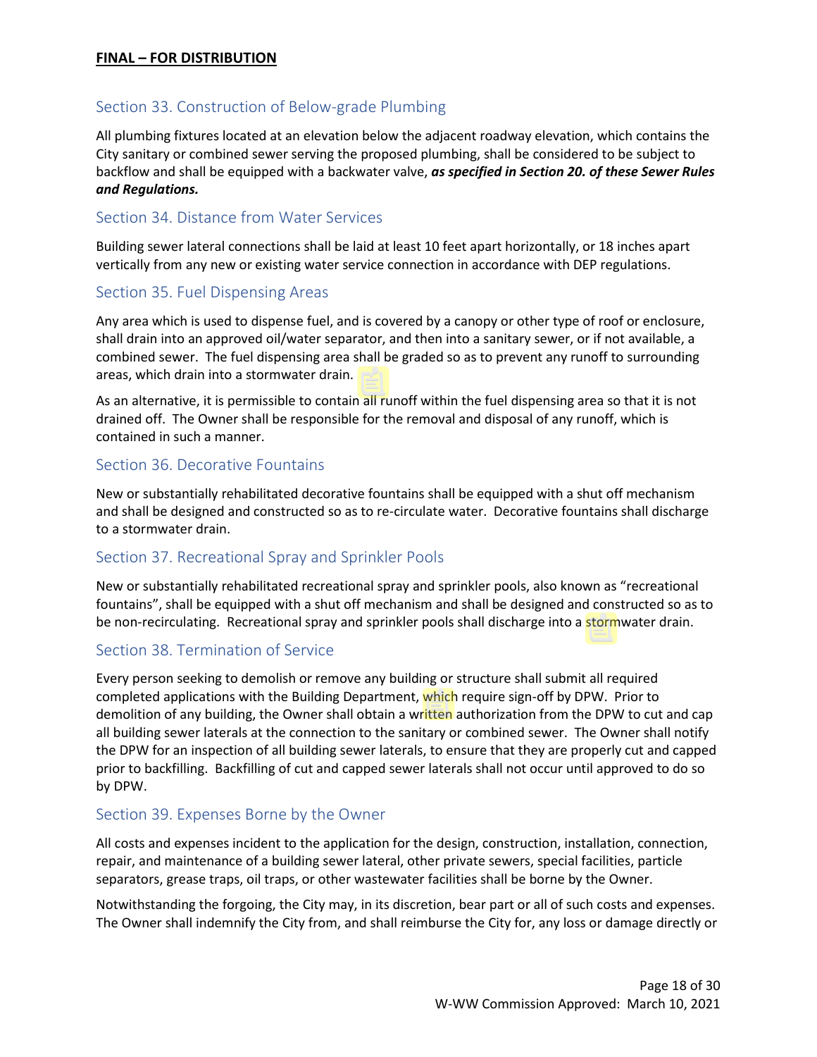## Section 33. Construction of Below-grade Plumbing

All plumbing fixtures located at an elevation below the adjacent roadway elevation, which contains the City sanitary or combined sewer serving the proposed plumbing, shall be considered to be subject to backflow and shall be equipped with a backwater valve, ***as specified in Section 20. of these Sewer Rules and Regulations.***

## Section 34. Distance from Water Services

Building sewer lateral connections shall be laid at least 10 feet apart horizontally, or 18 inches apart vertically from any new or existing water service connection in accordance with DEP regulations.

## Section 35. Fuel Dispensing Areas

Any area which is used to dispense fuel, and is covered by a canopy or other type of roof or enclosure, shall drain into an approved oil/water separator, and then into a sanitary sewer, or if not available, a combined sewer. The fuel dispensing area shall be graded so as to prevent any runoff to surrounding areas, which drain into a stormwater drain.

As an alternative, it is permissible to contain all runoff within the fuel dispensing area so that it is not drained off. The Owner shall be responsible for the removal and disposal of any runoff, which is contained in such a manner.

## Section 36. Decorative Fountains

New or substantially rehabilitated decorative fountains shall be equipped with a shut off mechanism and shall be designed and constructed so as to re-circulate water. Decorative fountains shall discharge to a stormwater drain.

## Section 37. Recreational Spray and Sprinkler Pools

New or substantially rehabilitated recreational spray and sprinkler pools, also known as "recreational fountains", shall be equipped with a shut off mechanism and shall be designed and constructed so as to be non-recirculating. Recreational spray and sprinkler pools shall discharge into a stormwater drain.

## Section 38. Termination of Service

Every person seeking to demolish or remove any building or structure shall submit all required completed applications with the Building Department, which require sign-off by DPW. Prior to demolition of any building, the Owner shall obtain a written authorization from the DPW to cut and cap all building sewer laterals at the connection to the sanitary or combined sewer. The Owner shall notify the DPW for an inspection of all building sewer laterals, to ensure that they are properly cut and capped prior to backfilling. Backfilling of cut and capped sewer laterals shall not occur until approved to do so by DPW.

## Section 39. Expenses Borne by the Owner

All costs and expenses incident to the application for the design, construction, installation, connection, repair, and maintenance of a building sewer lateral, other private sewers, special facilities, particle separators, grease traps, oil traps, or other wastewater facilities shall be borne by the Owner.

Notwithstanding the forgoing, the City may, in its discretion, bear part or all of such costs and expenses. The Owner shall indemnify the City from, and shall reimburse the City for, any loss or damage directly or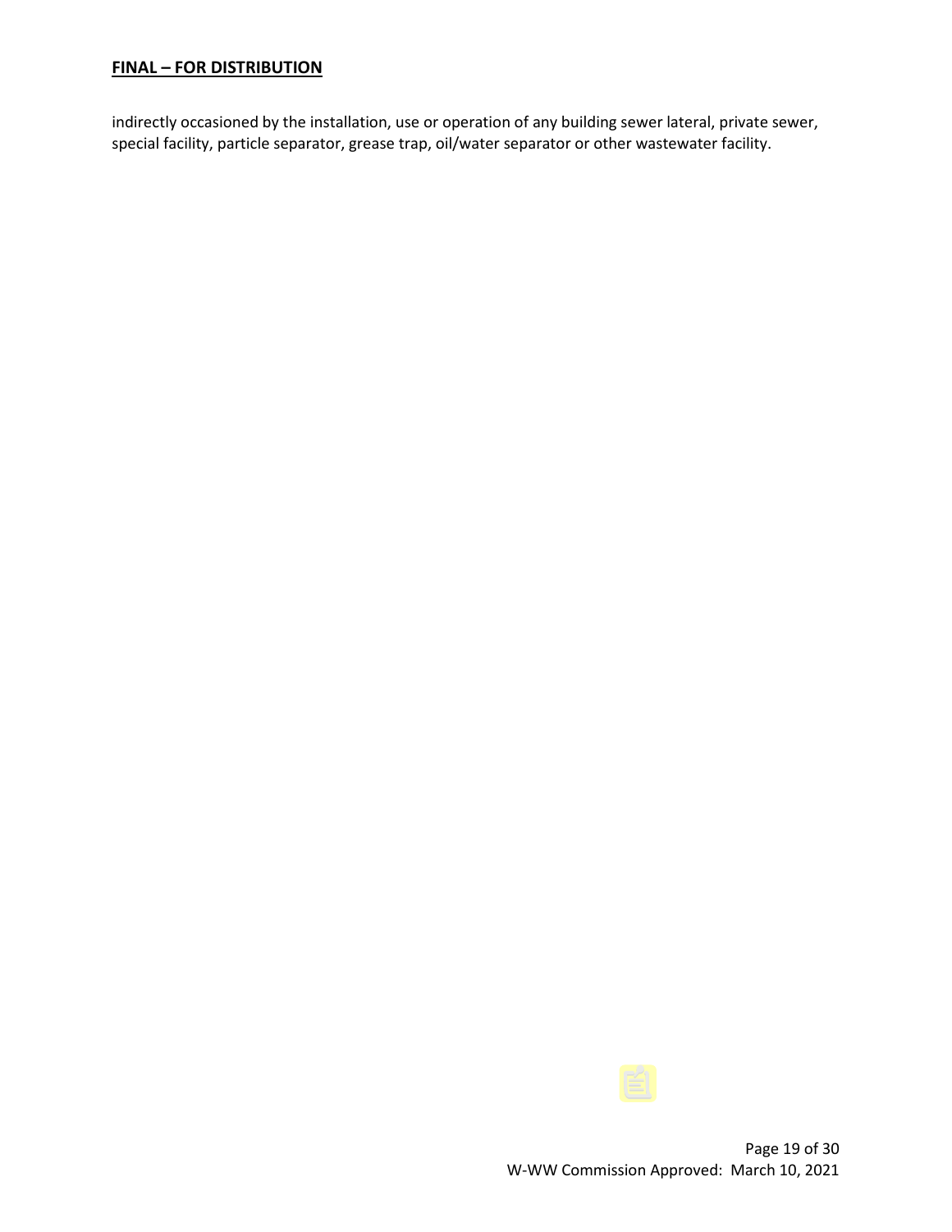indirectly occasioned by the installation, use or operation of any building sewer lateral, private sewer, special facility, particle separator, grease trap, oil/water separator or other wastewater facility.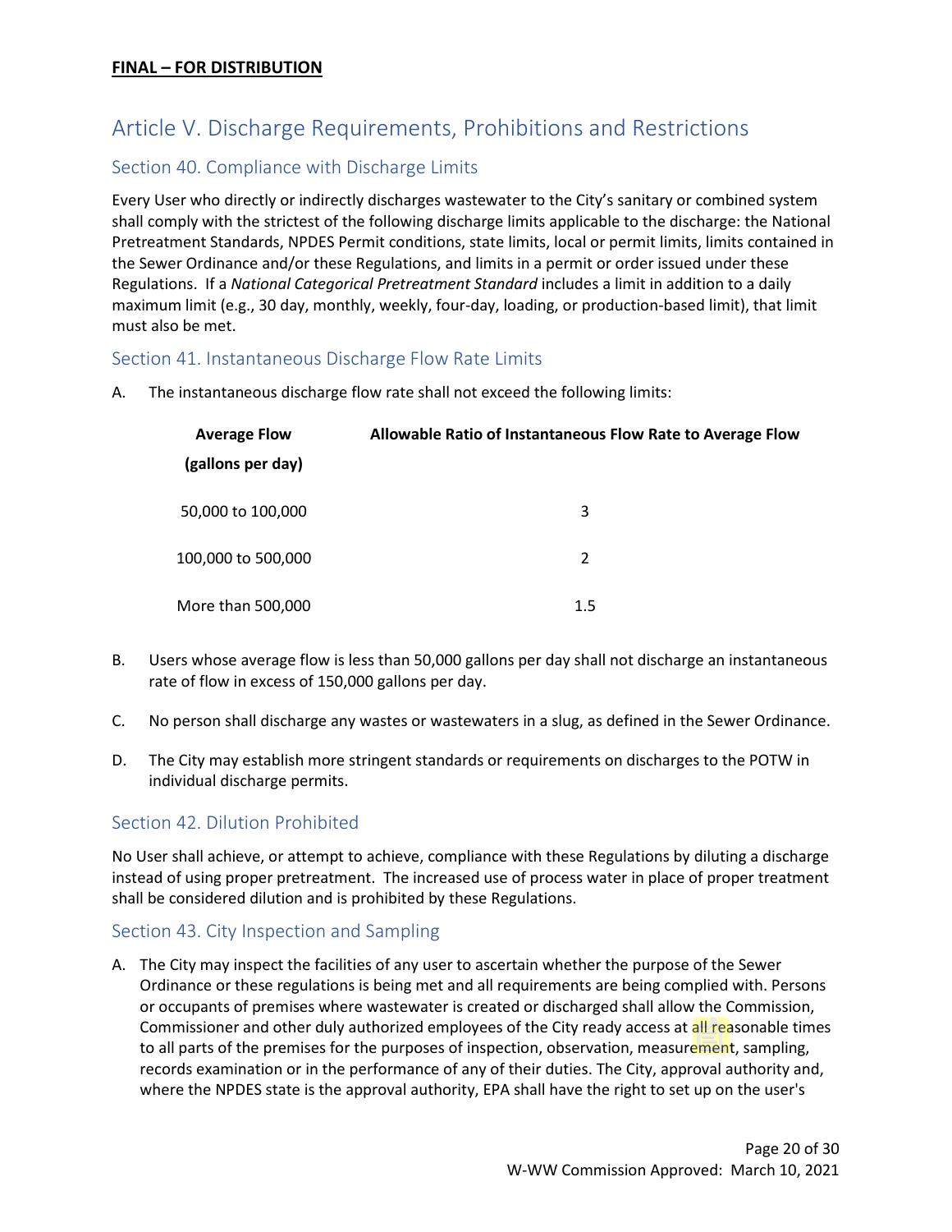**FINAL – FOR DISTRIBUTION**

# Article V. Discharge Requirements, Prohibitions and Restrictions

## Section 40. Compliance with Discharge Limits

Every User who directly or indirectly discharges wastewater to the City's sanitary or combined system shall comply with the strictest of the following discharge limits applicable to the discharge: the National Pretreatment Standards, NPDES Permit conditions, state limits, local or permit limits, limits contained in the Sewer Ordinance and/or these Regulations, and limits in a permit or order issued under these Regulations. If a *National Categorical Pretreatment Standard* includes a limit in addition to a daily maximum limit (e.g., 30 day, monthly, weekly, four-day, loading, or production-based limit), that limit must also be met.

## Section 41. Instantaneous Discharge Flow Rate Limits

A. The instantaneous discharge flow rate shall not exceed the following limits:

| Average Flow (gallons per day) | Allowable Ratio of Instantaneous Flow Rate to Average Flow |
|---|---|
| 50,000 to 100,000 | 3 |
| 100,000 to 500,000 | 2 |
| More than 500,000 | 1.5 |

B. Users whose average flow is less than 50,000 gallons per day shall not discharge an instantaneous rate of flow in excess of 150,000 gallons per day.

C. No person shall discharge any wastes or wastewaters in a slug, as defined in the Sewer Ordinance.

D. The City may establish more stringent standards or requirements on discharges to the POTW in individual discharge permits.

## Section 42. Dilution Prohibited

No User shall achieve, or attempt to achieve, compliance with these Regulations by diluting a discharge instead of using proper pretreatment. The increased use of process water in place of proper treatment shall be considered dilution and is prohibited by these Regulations.

## Section 43. City Inspection and Sampling

A. The City may inspect the facilities of any user to ascertain whether the purpose of the Sewer Ordinance or these regulations is being met and all requirements are being complied with. Persons or occupants of premises where wastewater is created or discharged shall allow the Commission, Commissioner and other duly authorized employees of the City ready access at all reasonable times to all parts of the premises for the purposes of inspection, observation, measurement, sampling, records examination or in the performance of any of their duties. The City, approval authority and, where the NPDES state is the approval authority, EPA shall have the right to set up on the user's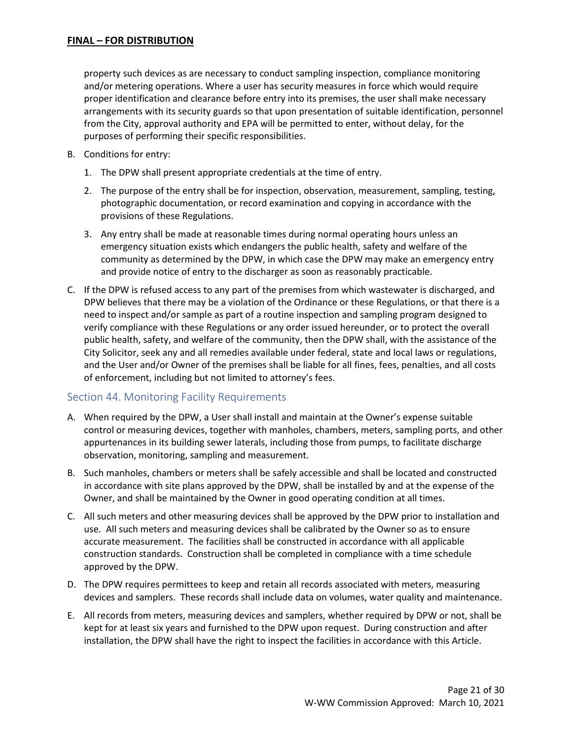property such devices as are necessary to conduct sampling inspection, compliance monitoring and/or metering operations. Where a user has security measures in force which would require proper identification and clearance before entry into its premises, the user shall make necessary arrangements with its security guards so that upon presentation of suitable identification, personnel from the City, approval authority and EPA will be permitted to enter, without delay, for the purposes of performing their specific responsibilities.

B. Conditions for entry:

   1. The DPW shall present appropriate credentials at the time of entry.

   2. The purpose of the entry shall be for inspection, observation, measurement, sampling, testing, photographic documentation, or record examination and copying in accordance with the provisions of these Regulations.

   3. Any entry shall be made at reasonable times during normal operating hours unless an emergency situation exists which endangers the public health, safety and welfare of the community as determined by the DPW, in which case the DPW may make an emergency entry and provide notice of entry to the discharger as soon as reasonably practicable.

C. If the DPW is refused access to any part of the premises from which wastewater is discharged, and DPW believes that there may be a violation of the Ordinance or these Regulations, or that there is a need to inspect and/or sample as part of a routine inspection and sampling program designed to verify compliance with these Regulations or any order issued hereunder, or to protect the overall public health, safety, and welfare of the community, then the DPW shall, with the assistance of the City Solicitor, seek any and all remedies available under federal, state and local laws or regulations, and the User and/or Owner of the premises shall be liable for all fines, fees, penalties, and all costs of enforcement, including but not limited to attorney's fees.

## Section 44. Monitoring Facility Requirements

A. When required by the DPW, a User shall install and maintain at the Owner's expense suitable control or measuring devices, together with manholes, chambers, meters, sampling ports, and other appurtenances in its building sewer laterals, including those from pumps, to facilitate discharge observation, monitoring, sampling and measurement.

B. Such manholes, chambers or meters shall be safely accessible and shall be located and constructed in accordance with site plans approved by the DPW, shall be installed by and at the expense of the Owner, and shall be maintained by the Owner in good operating condition at all times.

C. All such meters and other measuring devices shall be approved by the DPW prior to installation and use. All such meters and measuring devices shall be calibrated by the Owner so as to ensure accurate measurement. The facilities shall be constructed in accordance with all applicable construction standards. Construction shall be completed in compliance with a time schedule approved by the DPW.

D. The DPW requires permittees to keep and retain all records associated with meters, measuring devices and samplers. These records shall include data on volumes, water quality and maintenance.

E. All records from meters, measuring devices and samplers, whether required by DPW or not, shall be kept for at least six years and furnished to the DPW upon request. During construction and after installation, the DPW shall have the right to inspect the facilities in accordance with this Article.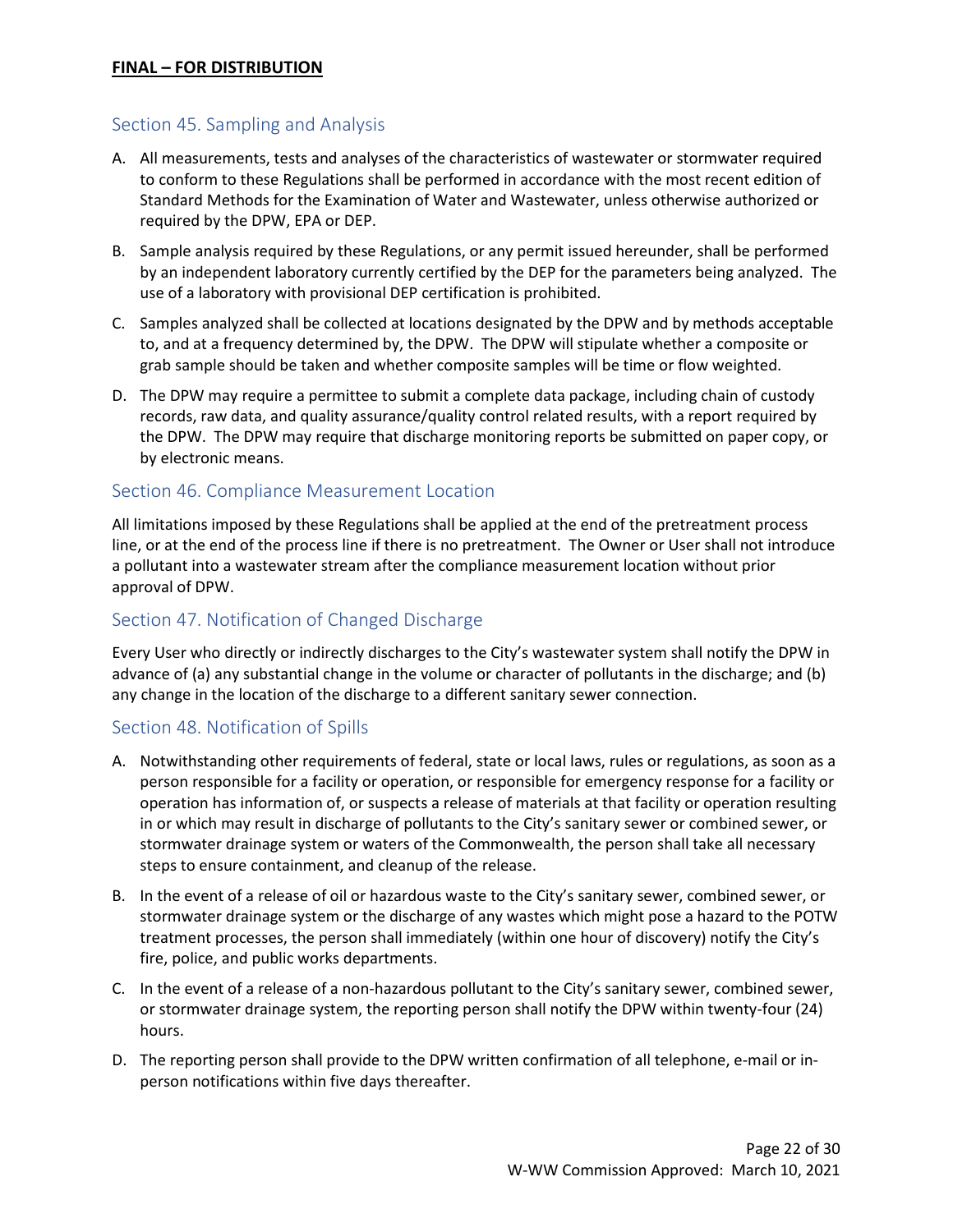**FINAL – FOR DISTRIBUTION**

## Section 45. Sampling and Analysis

A. All measurements, tests and analyses of the characteristics of wastewater or stormwater required to conform to these Regulations shall be performed in accordance with the most recent edition of Standard Methods for the Examination of Water and Wastewater, unless otherwise authorized or required by the DPW, EPA or DEP.

B. Sample analysis required by these Regulations, or any permit issued hereunder, shall be performed by an independent laboratory currently certified by the DEP for the parameters being analyzed. The use of a laboratory with provisional DEP certification is prohibited.

C. Samples analyzed shall be collected at locations designated by the DPW and by methods acceptable to, and at a frequency determined by, the DPW. The DPW will stipulate whether a composite or grab sample should be taken and whether composite samples will be time or flow weighted.

D. The DPW may require a permittee to submit a complete data package, including chain of custody records, raw data, and quality assurance/quality control related results, with a report required by the DPW. The DPW may require that discharge monitoring reports be submitted on paper copy, or by electronic means.

## Section 46. Compliance Measurement Location

All limitations imposed by these Regulations shall be applied at the end of the pretreatment process line, or at the end of the process line if there is no pretreatment. The Owner or User shall not introduce a pollutant into a wastewater stream after the compliance measurement location without prior approval of DPW.

## Section 47. Notification of Changed Discharge

Every User who directly or indirectly discharges to the City's wastewater system shall notify the DPW in advance of (a) any substantial change in the volume or character of pollutants in the discharge; and (b) any change in the location of the discharge to a different sanitary sewer connection.

## Section 48. Notification of Spills

A. Notwithstanding other requirements of federal, state or local laws, rules or regulations, as soon as a person responsible for a facility or operation, or responsible for emergency response for a facility or operation has information of, or suspects a release of materials at that facility or operation resulting in or which may result in discharge of pollutants to the City's sanitary sewer or combined sewer, or stormwater drainage system or waters of the Commonwealth, the person shall take all necessary steps to ensure containment, and cleanup of the release.

B. In the event of a release of oil or hazardous waste to the City's sanitary sewer, combined sewer, or stormwater drainage system or the discharge of any wastes which might pose a hazard to the POTW treatment processes, the person shall immediately (within one hour of discovery) notify the City's fire, police, and public works departments.

C. In the event of a release of a non-hazardous pollutant to the City's sanitary sewer, combined sewer, or stormwater drainage system, the reporting person shall notify the DPW within twenty-four (24) hours.

D. The reporting person shall provide to the DPW written confirmation of all telephone, e-mail or in-person notifications within five days thereafter.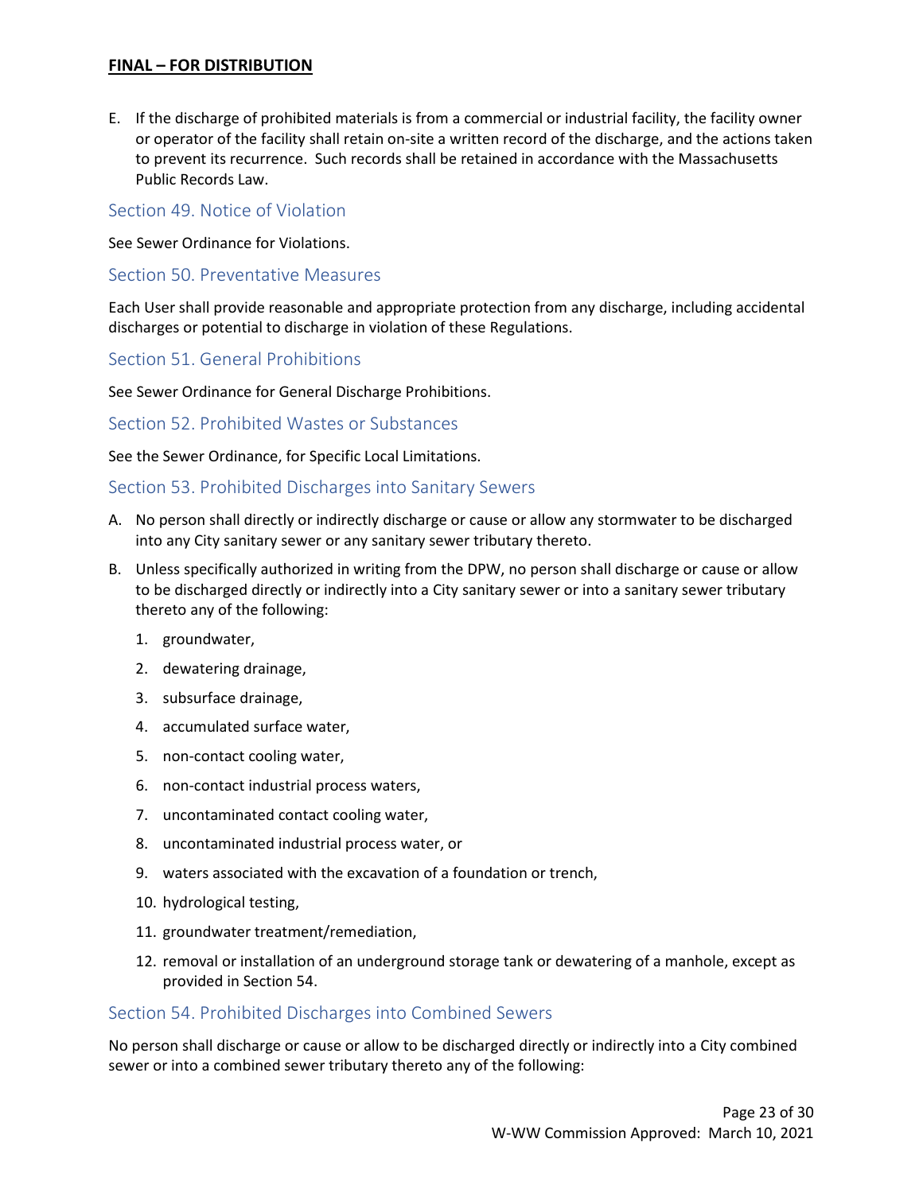E. If the discharge of prohibited materials is from a commercial or industrial facility, the facility owner or operator of the facility shall retain on-site a written record of the discharge, and the actions taken to prevent its recurrence. Such records shall be retained in accordance with the Massachusetts Public Records Law.

## Section 49. Notice of Violation

See Sewer Ordinance for Violations.

## Section 50. Preventative Measures

Each User shall provide reasonable and appropriate protection from any discharge, including accidental discharges or potential to discharge in violation of these Regulations.

## Section 51. General Prohibitions

See Sewer Ordinance for General Discharge Prohibitions.

## Section 52. Prohibited Wastes or Substances

See the Sewer Ordinance, for Specific Local Limitations.

## Section 53. Prohibited Discharges into Sanitary Sewers

A. No person shall directly or indirectly discharge or cause or allow any stormwater to be discharged into any City sanitary sewer or any sanitary sewer tributary thereto.

B. Unless specifically authorized in writing from the DPW, no person shall discharge or cause or allow to be discharged directly or indirectly into a City sanitary sewer or into a sanitary sewer tributary thereto any of the following:

1. groundwater,
2. dewatering drainage,
3. subsurface drainage,
4. accumulated surface water,
5. non-contact cooling water,
6. non-contact industrial process waters,
7. uncontaminated contact cooling water,
8. uncontaminated industrial process water, or
9. waters associated with the excavation of a foundation or trench,
10. hydrological testing,
11. groundwater treatment/remediation,
12. removal or installation of an underground storage tank or dewatering of a manhole, except as provided in Section 54.

## Section 54. Prohibited Discharges into Combined Sewers

No person shall discharge or cause or allow to be discharged directly or indirectly into a City combined sewer or into a combined sewer tributary thereto any of the following: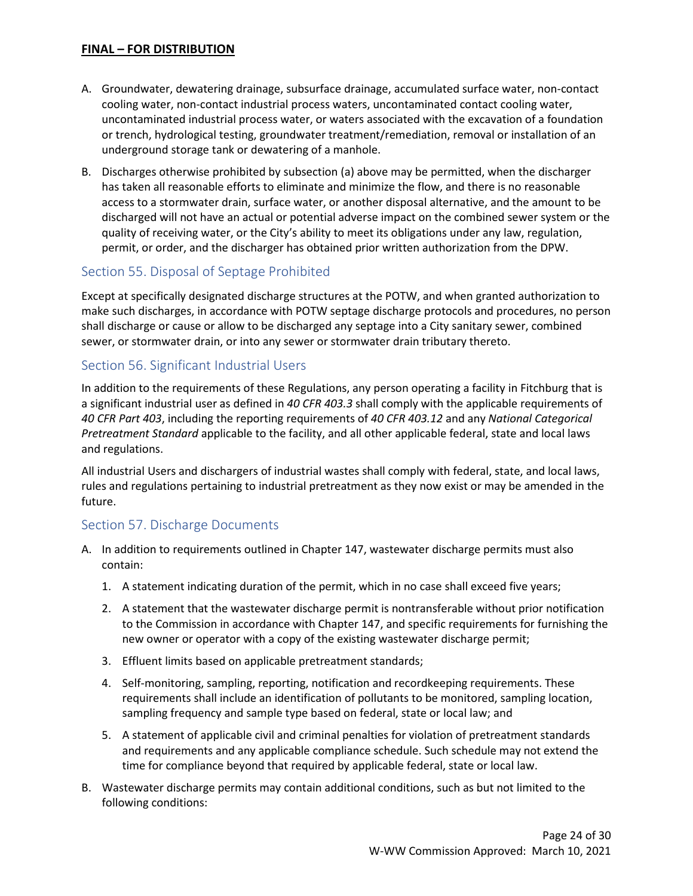**FINAL – FOR DISTRIBUTION**

A. Groundwater, dewatering drainage, subsurface drainage, accumulated surface water, non-contact cooling water, non-contact industrial process waters, uncontaminated contact cooling water, uncontaminated industrial process water, or waters associated with the excavation of a foundation or trench, hydrological testing, groundwater treatment/remediation, removal or installation of an underground storage tank or dewatering of a manhole.

B. Discharges otherwise prohibited by subsection (a) above may be permitted, when the discharger has taken all reasonable efforts to eliminate and minimize the flow, and there is no reasonable access to a stormwater drain, surface water, or another disposal alternative, and the amount to be discharged will not have an actual or potential adverse impact on the combined sewer system or the quality of receiving water, or the City's ability to meet its obligations under any law, regulation, permit, or order, and the discharger has obtained prior written authorization from the DPW.

## Section 55. Disposal of Septage Prohibited

Except at specifically designated discharge structures at the POTW, and when granted authorization to make such discharges, in accordance with POTW septage discharge protocols and procedures, no person shall discharge or cause or allow to be discharged any septage into a City sanitary sewer, combined sewer, or stormwater drain, or into any sewer or stormwater drain tributary thereto.

## Section 56. Significant Industrial Users

In addition to the requirements of these Regulations, any person operating a facility in Fitchburg that is a significant industrial user as defined in *40 CFR 403.3* shall comply with the applicable requirements of *40 CFR Part 403*, including the reporting requirements of *40 CFR 403.12* and any *National Categorical Pretreatment Standard* applicable to the facility, and all other applicable federal, state and local laws and regulations.

All industrial Users and dischargers of industrial wastes shall comply with federal, state, and local laws, rules and regulations pertaining to industrial pretreatment as they now exist or may be amended in the future.

## Section 57. Discharge Documents

A. In addition to requirements outlined in Chapter 147, wastewater discharge permits must also contain:

   1. A statement indicating duration of the permit, which in no case shall exceed five years;

   2. A statement that the wastewater discharge permit is nontransferable without prior notification to the Commission in accordance with Chapter 147, and specific requirements for furnishing the new owner or operator with a copy of the existing wastewater discharge permit;

   3. Effluent limits based on applicable pretreatment standards;

   4. Self-monitoring, sampling, reporting, notification and recordkeeping requirements. These requirements shall include an identification of pollutants to be monitored, sampling location, sampling frequency and sample type based on federal, state or local law; and

   5. A statement of applicable civil and criminal penalties for violation of pretreatment standards and requirements and any applicable compliance schedule. Such schedule may not extend the time for compliance beyond that required by applicable federal, state or local law.

B. Wastewater discharge permits may contain additional conditions, such as but not limited to the following conditions: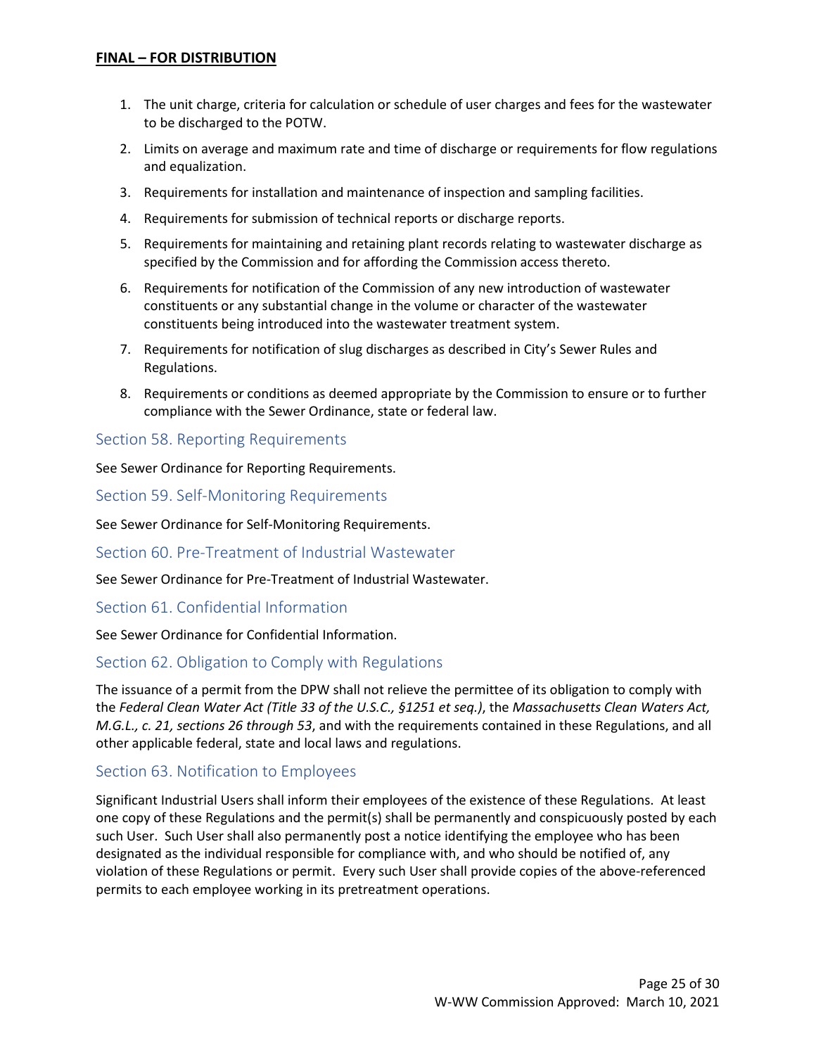1. The unit charge, criteria for calculation or schedule of user charges and fees for the wastewater to be discharged to the POTW.
2. Limits on average and maximum rate and time of discharge or requirements for flow regulations and equalization.
3. Requirements for installation and maintenance of inspection and sampling facilities.
4. Requirements for submission of technical reports or discharge reports.
5. Requirements for maintaining and retaining plant records relating to wastewater discharge as specified by the Commission and for affording the Commission access thereto.
6. Requirements for notification of the Commission of any new introduction of wastewater constituents or any substantial change in the volume or character of the wastewater constituents being introduced into the wastewater treatment system.
7. Requirements for notification of slug discharges as described in City's Sewer Rules and Regulations.
8. Requirements or conditions as deemed appropriate by the Commission to ensure or to further compliance with the Sewer Ordinance, state or federal law.

## Section 58. Reporting Requirements

See Sewer Ordinance for Reporting Requirements.

## Section 59. Self-Monitoring Requirements

See Sewer Ordinance for Self-Monitoring Requirements.

## Section 60. Pre-Treatment of Industrial Wastewater

See Sewer Ordinance for Pre-Treatment of Industrial Wastewater.

## Section 61. Confidential Information

See Sewer Ordinance for Confidential Information.

## Section 62. Obligation to Comply with Regulations

The issuance of a permit from the DPW shall not relieve the permittee of its obligation to comply with the *Federal Clean Water Act (Title 33 of the U.S.C., §1251 et seq.)*, the *Massachusetts Clean Waters Act, M.G.L., c. 21, sections 26 through 53*, and with the requirements contained in these Regulations, and all other applicable federal, state and local laws and regulations.

## Section 63. Notification to Employees

Significant Industrial Users shall inform their employees of the existence of these Regulations. At least one copy of these Regulations and the permit(s) shall be permanently and conspicuously posted by each such User. Such User shall also permanently post a notice identifying the employee who has been designated as the individual responsible for compliance with, and who should be notified of, any violation of these Regulations or permit. Every such User shall provide copies of the above-referenced permits to each employee working in its pretreatment operations.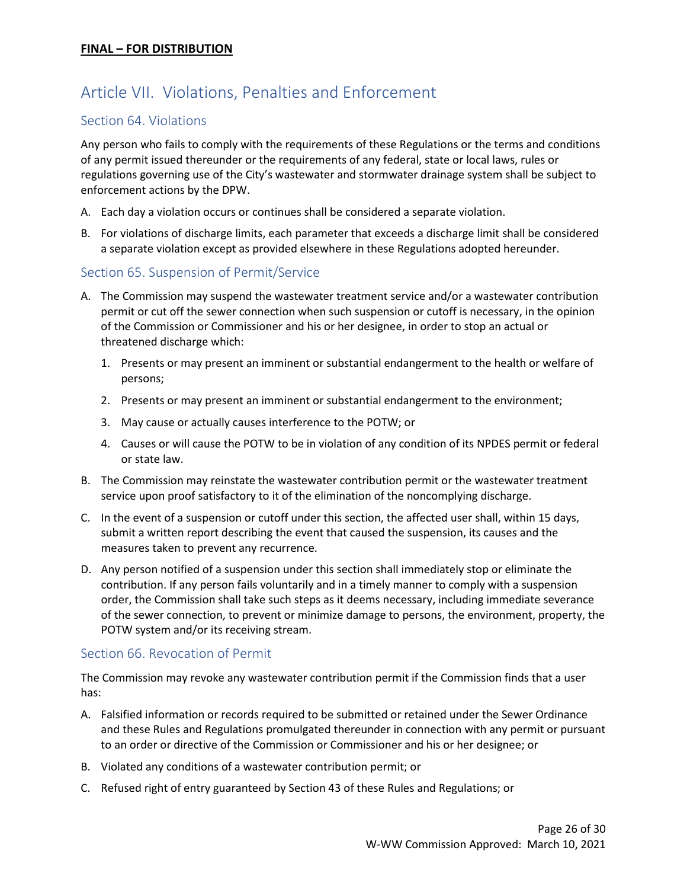# Article VII. Violations, Penalties and Enforcement

## Section 64. Violations

Any person who fails to comply with the requirements of these Regulations or the terms and conditions of any permit issued thereunder or the requirements of any federal, state or local laws, rules or regulations governing use of the City's wastewater and stormwater drainage system shall be subject to enforcement actions by the DPW.

A. Each day a violation occurs or continues shall be considered a separate violation.

B. For violations of discharge limits, each parameter that exceeds a discharge limit shall be considered a separate violation except as provided elsewhere in these Regulations adopted hereunder.

## Section 65. Suspension of Permit/Service

A. The Commission may suspend the wastewater treatment service and/or a wastewater contribution permit or cut off the sewer connection when such suspension or cutoff is necessary, in the opinion of the Commission or Commissioner and his or her designee, in order to stop an actual or threatened discharge which:

   1. Presents or may present an imminent or substantial endangerment to the health or welfare of persons;

   2. Presents or may present an imminent or substantial endangerment to the environment;

   3. May cause or actually causes interference to the POTW; or

   4. Causes or will cause the POTW to be in violation of any condition of its NPDES permit or federal or state law.

B. The Commission may reinstate the wastewater contribution permit or the wastewater treatment service upon proof satisfactory to it of the elimination of the noncomplying discharge.

C. In the event of a suspension or cutoff under this section, the affected user shall, within 15 days, submit a written report describing the event that caused the suspension, its causes and the measures taken to prevent any recurrence.

D. Any person notified of a suspension under this section shall immediately stop or eliminate the contribution. If any person fails voluntarily and in a timely manner to comply with a suspension order, the Commission shall take such steps as it deems necessary, including immediate severance of the sewer connection, to prevent or minimize damage to persons, the environment, property, the POTW system and/or its receiving stream.

## Section 66. Revocation of Permit

The Commission may revoke any wastewater contribution permit if the Commission finds that a user has:

A. Falsified information or records required to be submitted or retained under the Sewer Ordinance and these Rules and Regulations promulgated thereunder in connection with any permit or pursuant to an order or directive of the Commission or Commissioner and his or her designee; or

B. Violated any conditions of a wastewater contribution permit; or

C. Refused right of entry guaranteed by Section 43 of these Rules and Regulations; or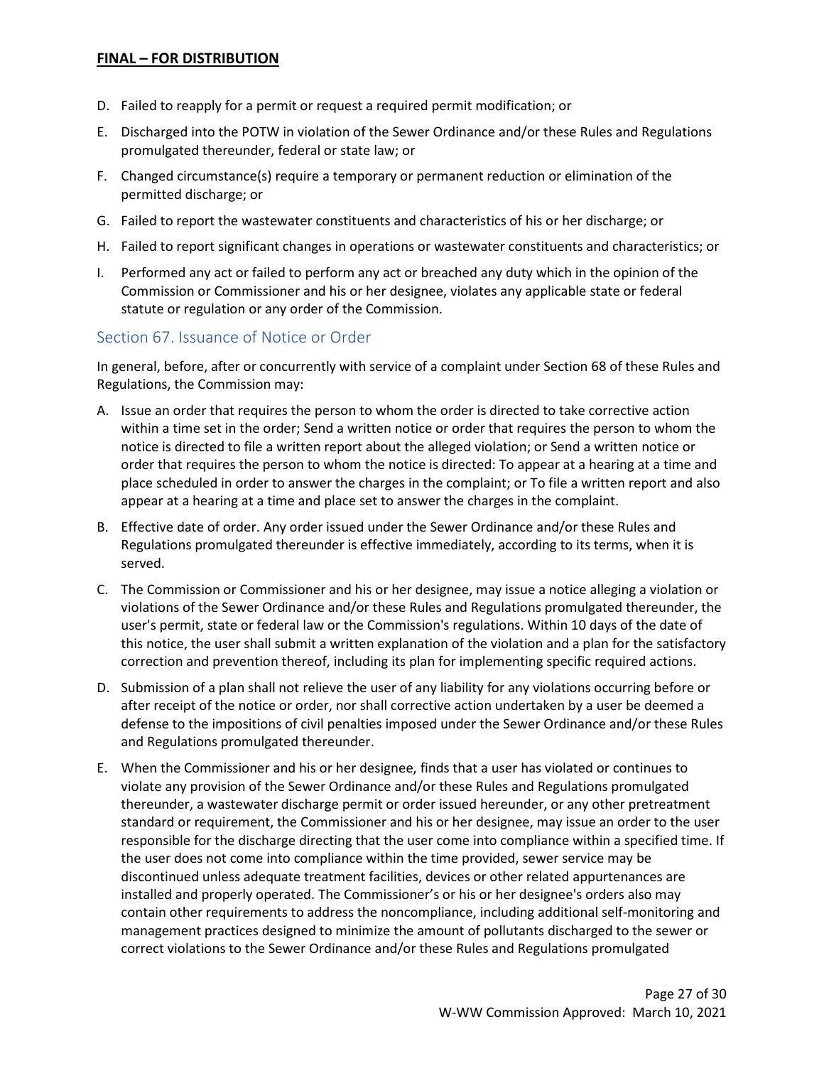D. Failed to reapply for a permit or request a required permit modification; or

E. Discharged into the POTW in violation of the Sewer Ordinance and/or these Rules and Regulations promulgated thereunder, federal or state law; or

F. Changed circumstance(s) require a temporary or permanent reduction or elimination of the permitted discharge; or

G. Failed to report the wastewater constituents and characteristics of his or her discharge; or

H. Failed to report significant changes in operations or wastewater constituents and characteristics; or

I. Performed any act or failed to perform any act or breached any duty which in the opinion of the Commission or Commissioner and his or her designee, violates any applicable state or federal statute or regulation or any order of the Commission.

## Section 67. Issuance of Notice or Order

In general, before, after or concurrently with service of a complaint under Section 68 of these Rules and Regulations, the Commission may:

A. Issue an order that requires the person to whom the order is directed to take corrective action within a time set in the order; Send a written notice or order that requires the person to whom the notice is directed to file a written report about the alleged violation; or Send a written notice or order that requires the person to whom the notice is directed: To appear at a hearing at a time and place scheduled in order to answer the charges in the complaint; or To file a written report and also appear at a hearing at a time and place set to answer the charges in the complaint.

B. Effective date of order. Any order issued under the Sewer Ordinance and/or these Rules and Regulations promulgated thereunder is effective immediately, according to its terms, when it is served.

C. The Commission or Commissioner and his or her designee, may issue a notice alleging a violation or violations of the Sewer Ordinance and/or these Rules and Regulations promulgated thereunder, the user's permit, state or federal law or the Commission's regulations. Within 10 days of the date of this notice, the user shall submit a written explanation of the violation and a plan for the satisfactory correction and prevention thereof, including its plan for implementing specific required actions.

D. Submission of a plan shall not relieve the user of any liability for any violations occurring before or after receipt of the notice or order, nor shall corrective action undertaken by a user be deemed a defense to the impositions of civil penalties imposed under the Sewer Ordinance and/or these Rules and Regulations promulgated thereunder.

E. When the Commissioner and his or her designee, finds that a user has violated or continues to violate any provision of the Sewer Ordinance and/or these Rules and Regulations promulgated thereunder, a wastewater discharge permit or order issued hereunder, or any other pretreatment standard or requirement, the Commissioner and his or her designee, may issue an order to the user responsible for the discharge directing that the user come into compliance within a specified time. If the user does not come into compliance within the time provided, sewer service may be discontinued unless adequate treatment facilities, devices or other related appurtenances are installed and properly operated. The Commissioner's or his or her designee's orders also may contain other requirements to address the noncompliance, including additional self-monitoring and management practices designed to minimize the amount of pollutants discharged to the sewer or correct violations to the Sewer Ordinance and/or these Rules and Regulations promulgated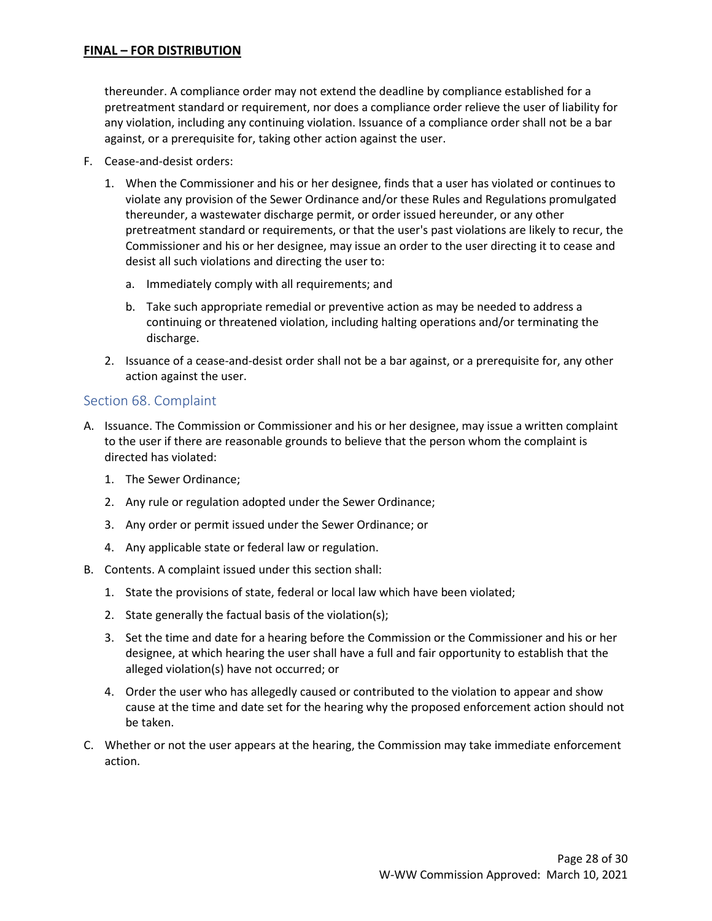thereunder. A compliance order may not extend the deadline by compliance established for a pretreatment standard or requirement, nor does a compliance order relieve the user of liability for any violation, including any continuing violation. Issuance of a compliance order shall not be a bar against, or a prerequisite for, taking other action against the user.

F. Cease-and-desist orders:

   1. When the Commissioner and his or her designee, finds that a user has violated or continues to violate any provision of the Sewer Ordinance and/or these Rules and Regulations promulgated thereunder, a wastewater discharge permit, or order issued hereunder, or any other pretreatment standard or requirements, or that the user's past violations are likely to recur, the Commissioner and his or her designee, may issue an order to the user directing it to cease and desist all such violations and directing the user to:

      a. Immediately comply with all requirements; and

      b. Take such appropriate remedial or preventive action as may be needed to address a continuing or threatened violation, including halting operations and/or terminating the discharge.

   2. Issuance of a cease-and-desist order shall not be a bar against, or a prerequisite for, any other action against the user.

## Section 68. Complaint

A. Issuance. The Commission or Commissioner and his or her designee, may issue a written complaint to the user if there are reasonable grounds to believe that the person whom the complaint is directed has violated:

   1. The Sewer Ordinance;

   2. Any rule or regulation adopted under the Sewer Ordinance;

   3. Any order or permit issued under the Sewer Ordinance; or

   4. Any applicable state or federal law or regulation.

B. Contents. A complaint issued under this section shall:

   1. State the provisions of state, federal or local law which have been violated;

   2. State generally the factual basis of the violation(s);

   3. Set the time and date for a hearing before the Commission or the Commissioner and his or her designee, at which hearing the user shall have a full and fair opportunity to establish that the alleged violation(s) have not occurred; or

   4. Order the user who has allegedly caused or contributed to the violation to appear and show cause at the time and date set for the hearing why the proposed enforcement action should not be taken.

C. Whether or not the user appears at the hearing, the Commission may take immediate enforcement action.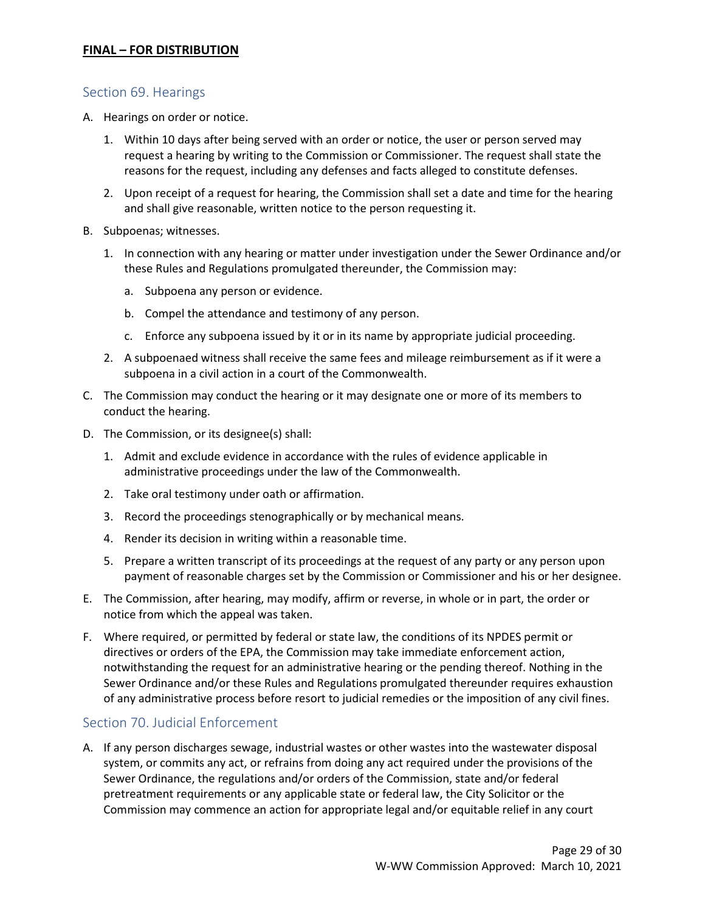## Section 69. Hearings

A. Hearings on order or notice.

1. Within 10 days after being served with an order or notice, the user or person served may request a hearing by writing to the Commission or Commissioner. The request shall state the reasons for the request, including any defenses and facts alleged to constitute defenses.

2. Upon receipt of a request for hearing, the Commission shall set a date and time for the hearing and shall give reasonable, written notice to the person requesting it.

B. Subpoenas; witnesses.

1. In connection with any hearing or matter under investigation under the Sewer Ordinance and/or these Rules and Regulations promulgated thereunder, the Commission may:

   a. Subpoena any person or evidence.

   b. Compel the attendance and testimony of any person.

   c. Enforce any subpoena issued by it or in its name by appropriate judicial proceeding.

2. A subpoenaed witness shall receive the same fees and mileage reimbursement as if it were a subpoena in a civil action in a court of the Commonwealth.

C. The Commission may conduct the hearing or it may designate one or more of its members to conduct the hearing.

D. The Commission, or its designee(s) shall:

1. Admit and exclude evidence in accordance with the rules of evidence applicable in administrative proceedings under the law of the Commonwealth.

2. Take oral testimony under oath or affirmation.

3. Record the proceedings stenographically or by mechanical means.

4. Render its decision in writing within a reasonable time.

5. Prepare a written transcript of its proceedings at the request of any party or any person upon payment of reasonable charges set by the Commission or Commissioner and his or her designee.

E. The Commission, after hearing, may modify, affirm or reverse, in whole or in part, the order or notice from which the appeal was taken.

F. Where required, or permitted by federal or state law, the conditions of its NPDES permit or directives or orders of the EPA, the Commission may take immediate enforcement action, notwithstanding the request for an administrative hearing or the pending thereof. Nothing in the Sewer Ordinance and/or these Rules and Regulations promulgated thereunder requires exhaustion of any administrative process before resort to judicial remedies or the imposition of any civil fines.

## Section 70. Judicial Enforcement

A. If any person discharges sewage, industrial wastes or other wastes into the wastewater disposal system, or commits any act, or refrains from doing any act required under the provisions of the Sewer Ordinance, the regulations and/or orders of the Commission, state and/or federal pretreatment requirements or any applicable state or federal law, the City Solicitor or the Commission may commence an action for appropriate legal and/or equitable relief in any court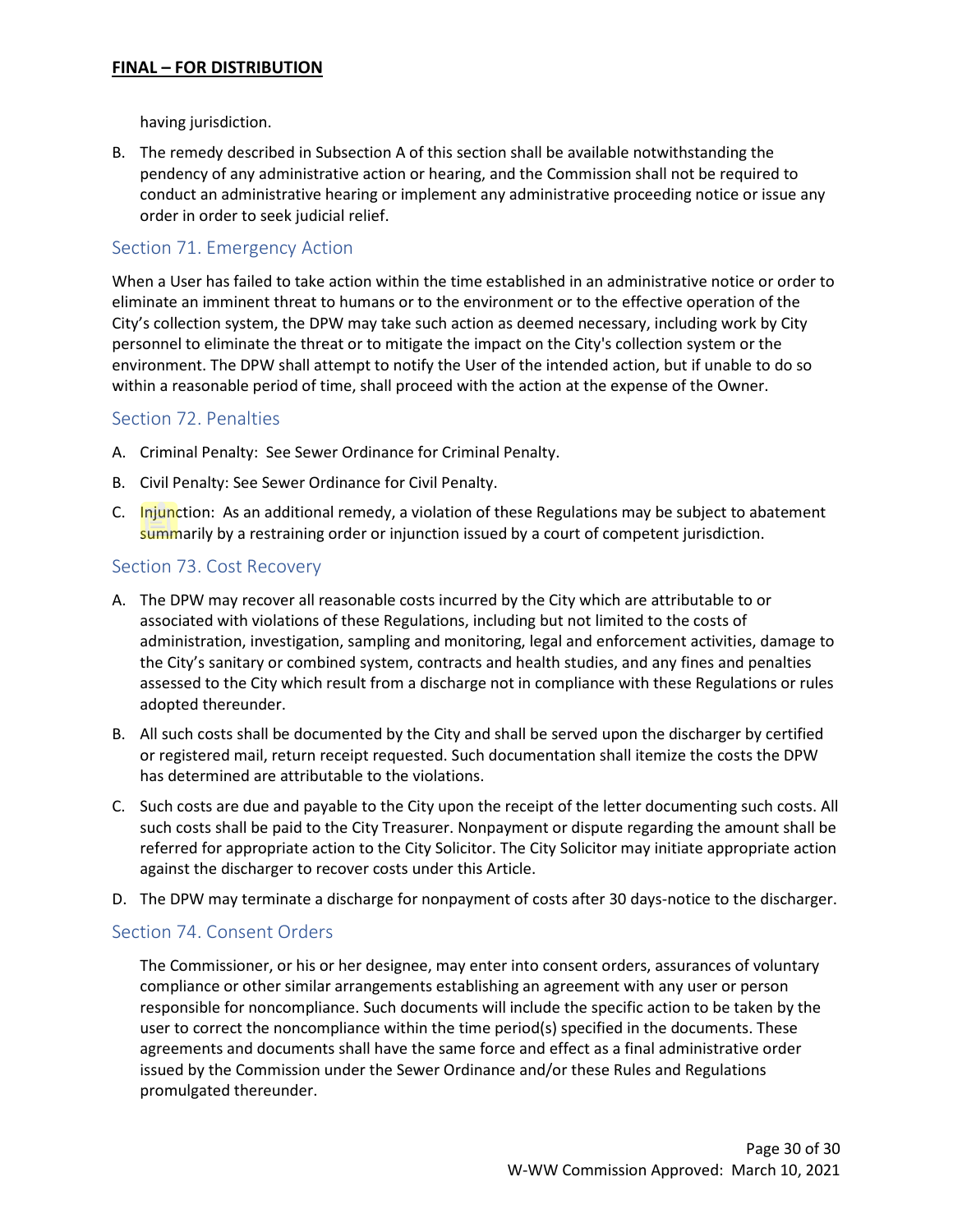having jurisdiction.

B. The remedy described in Subsection A of this section shall be available notwithstanding the pendency of any administrative action or hearing, and the Commission shall not be required to conduct an administrative hearing or implement any administrative proceeding notice or issue any order in order to seek judicial relief.

## Section 71. Emergency Action

When a User has failed to take action within the time established in an administrative notice or order to eliminate an imminent threat to humans or to the environment or to the effective operation of the City's collection system, the DPW may take such action as deemed necessary, including work by City personnel to eliminate the threat or to mitigate the impact on the City's collection system or the environment. The DPW shall attempt to notify the User of the intended action, but if unable to do so within a reasonable period of time, shall proceed with the action at the expense of the Owner.

## Section 72. Penalties

A. Criminal Penalty: See Sewer Ordinance for Criminal Penalty.

B. Civil Penalty: See Sewer Ordinance for Civil Penalty.

C. Injunction: As an additional remedy, a violation of these Regulations may be subject to abatement summarily by a restraining order or injunction issued by a court of competent jurisdiction.

## Section 73. Cost Recovery

A. The DPW may recover all reasonable costs incurred by the City which are attributable to or associated with violations of these Regulations, including but not limited to the costs of administration, investigation, sampling and monitoring, legal and enforcement activities, damage to the City's sanitary or combined system, contracts and health studies, and any fines and penalties assessed to the City which result from a discharge not in compliance with these Regulations or rules adopted thereunder.

B. All such costs shall be documented by the City and shall be served upon the discharger by certified or registered mail, return receipt requested. Such documentation shall itemize the costs the DPW has determined are attributable to the violations.

C. Such costs are due and payable to the City upon the receipt of the letter documenting such costs. All such costs shall be paid to the City Treasurer. Nonpayment or dispute regarding the amount shall be referred for appropriate action to the City Solicitor. The City Solicitor may initiate appropriate action against the discharger to recover costs under this Article.

D. The DPW may terminate a discharge for nonpayment of costs after 30 days-notice to the discharger.

## Section 74. Consent Orders

The Commissioner, or his or her designee, may enter into consent orders, assurances of voluntary compliance or other similar arrangements establishing an agreement with any user or person responsible for noncompliance. Such documents will include the specific action to be taken by the user to correct the noncompliance within the time period(s) specified in the documents. These agreements and documents shall have the same force and effect as a final administrative order issued by the Commission under the Sewer Ordinance and/or these Rules and Regulations promulgated thereunder.